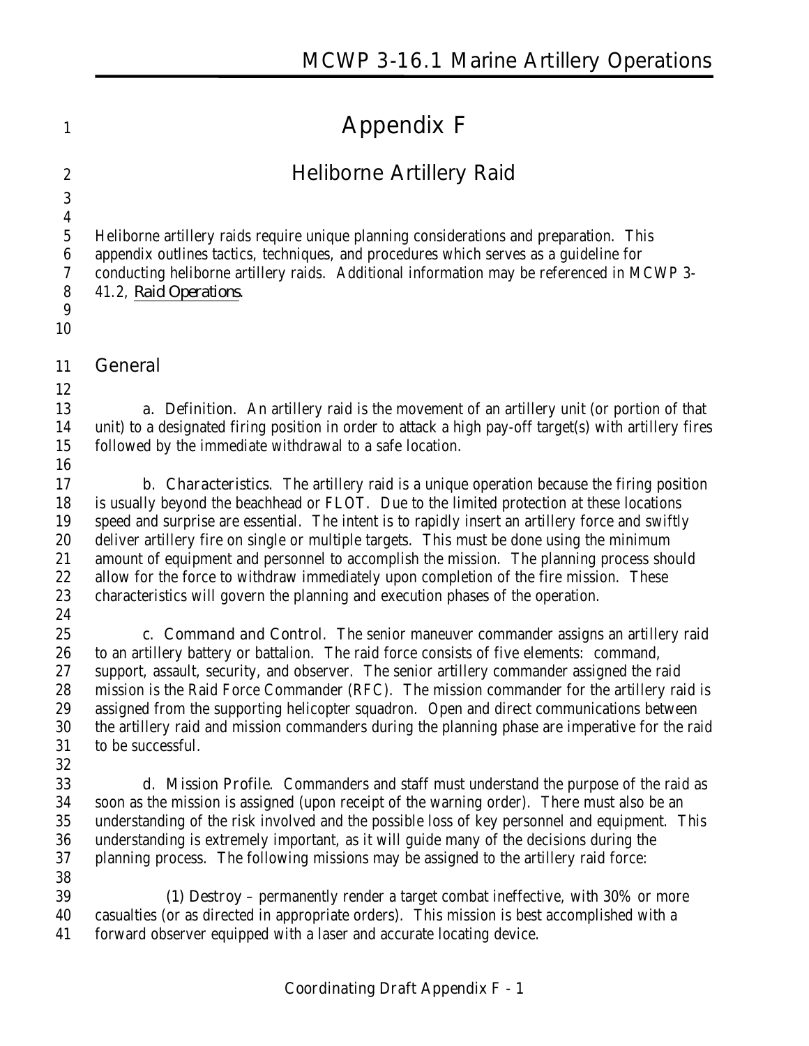# Appendix F

## Heliborne Artillery Raid

Heliborne artillery raids require unique planning considerations and preparation. This appendix outlines tactics, techniques, and procedures which serves as a guideline for conducting heliborne artillery raids. Additional information may be referenced in MCWP 3-41.2, *Raid Operations*.

### General

**a. Definition.** An artillery raid is the movement of an artillery unit (or portion of that unit) to a designated firing position in order to attack a high pay-off target(s) with artillery fires followed by the immediate withdrawal to a safe location.

**b. Characteristics.** The artillery raid is a unique operation because the firing position is usually beyond the beachhead or FLOT. Due to the limited protection at these locations speed and surprise are essential. The intent is to rapidly insert an artillery force and swiftly deliver artillery fire on single or multiple targets. This must be done using the minimum amount of equipment and personnel to accomplish the mission. The planning process should allow for the force to withdraw immediately upon completion of the fire mission. These characteristics will govern the planning and execution phases of the operation.

**c. Command and Control.** The senior maneuver commander assigns an artillery raid to an artillery battery or battalion. The raid force consists of five elements: command, support, assault, security, and observer. The senior artillery commander assigned the raid mission is the Raid Force Commander (RFC). The mission commander for the artillery raid is assigned from the supporting helicopter squadron. Open and direct communications between the artillery raid and mission commanders during the planning phase are imperative for the raid to be successful.

**d. Mission Profile.** Commanders and staff must understand the purpose of the raid as soon as the mission is assigned (upon receipt of the warning order). There must also be an understanding of the risk involved and the possible loss of key personnel and equipment. This understanding is extremely important, as it will guide many of the decisions during the planning process. The following missions may be assigned to the artillery raid force:

(1) Destroy – permanently render a target combat ineffective, with 30% or more casualties (or as directed in appropriate orders). This mission is best accomplished with a forward observer equipped with a laser and accurate locating device.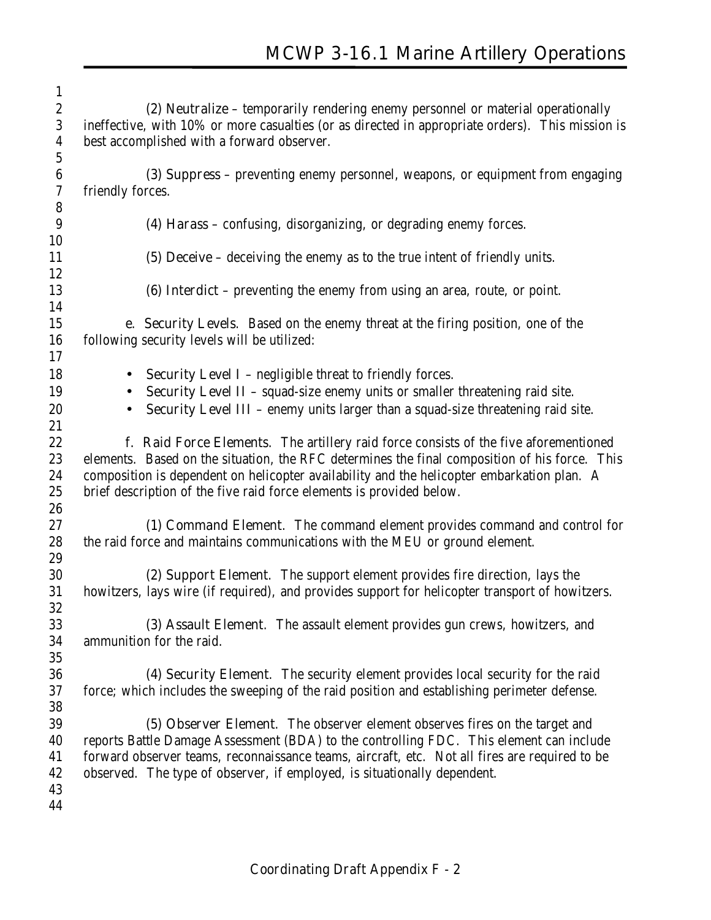(2) Neutralize – temporarily rendering enemy personnel or material operationally ineffective, with 10% or more casualties (or as directed in appropriate orders). This mission is best accomplished with a forward observer.

(3) Suppress – preventing enemy personnel, weapons, or equipment from engaging friendly forces.

(4) Harass – confusing, disorganizing, or degrading enemy forces.

(5) Deceive – deceiving the enemy as to the true intent of friendly units.

(6) Interdict – preventing the enemy from using an area, route, or point.

e. Security Levels. Based on the enemy threat at the firing position, one of the following security levels will be utilized:

- Security Level I – negligible threat to friendly forces.
- Security Level II – squad-size enemy units or smaller threatening raid site.
- Security Level III – enemy units larger than a squad-size threatening raid site.

f. Raid Force Elements. The artillery raid force consists of the five aforementioned elements. Based on the situation, the RFC determines the final composition of his force. This composition is dependent on helicopter availability and the helicopter embarkation plan. A brief description of the five raid force elements is provided below.

(1) Command Element. The command element provides command and control for the raid force and maintains communications with the MEU or ground element.

(2) Support Element. The support element provides fire direction, lays the howitzers, lays wire (if required), and provides support for helicopter transport of howitzers.

(3) Assault Element. The assault element provides gun crews, howitzers, and ammunition for the raid.

(4) Security Element. The security element provides local security for the raid force; which includes the sweeping of the raid position and establishing perimeter defense.

(5) Observer Element. The observer element observes fires on the target and reports Battle Damage Assessment (BDA) to the controlling FDC. This element can include forward observer teams, reconnaissance teams, aircraft, etc. Not all fires are required to be observed. The type of observer, if employed, is situationally dependent.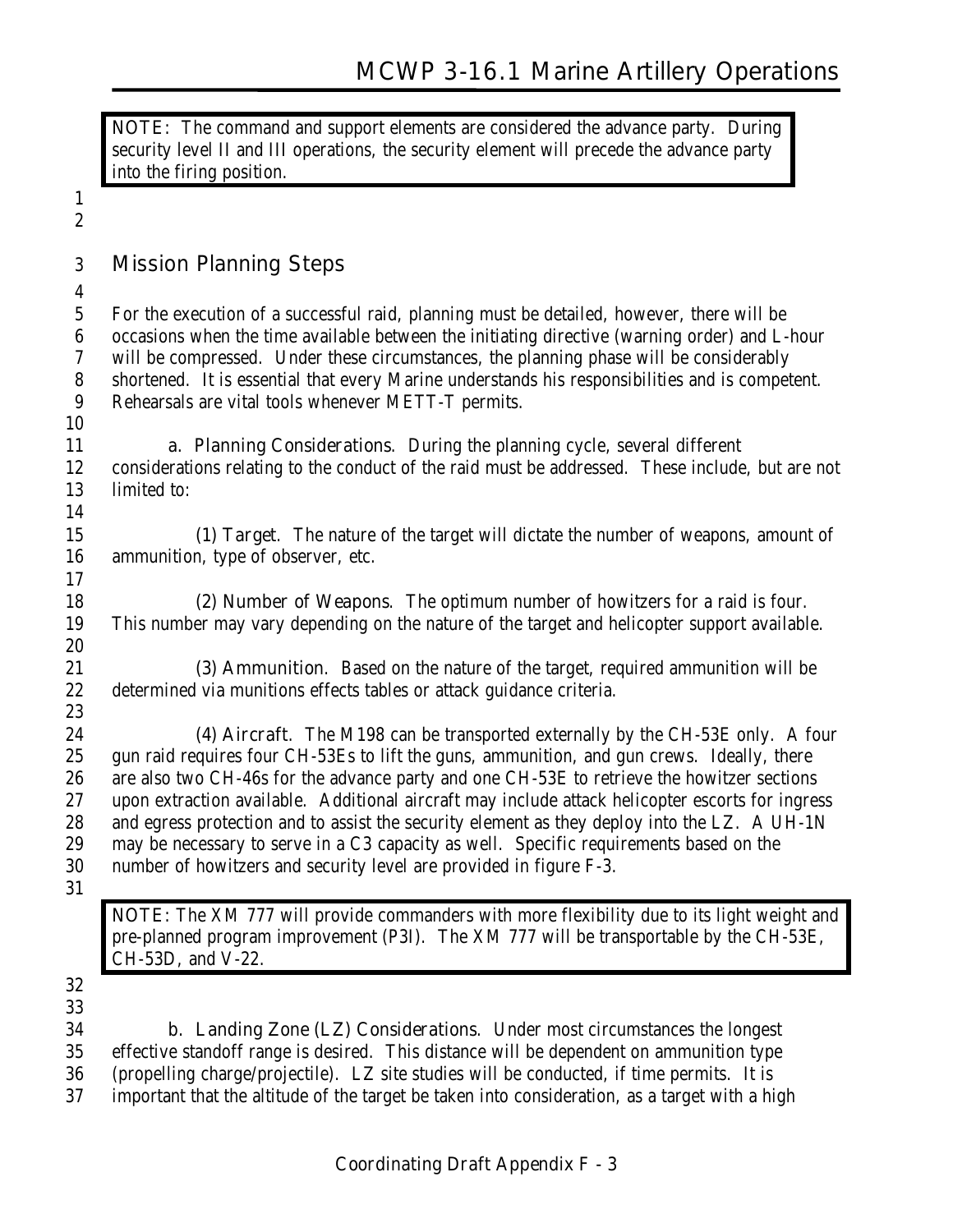NOTE: The command and support elements are considered the advance party. During security level II and III operations, the security element will precede the advance party into the firing position.

## Mission Planning Steps

For the execution of a successful raid, planning must be detailed, however, there will be occasions when the time available between the initiating directive (warning order) and L-hour will be compressed. Under these circumstances, the planning phase will be considerably shortened. It is essential that every Marine understands his responsibilities and is competent. Rehearsals are vital tools whenever METT-T permits.

a. **Planning Considerations**. During the planning cycle, several different considerations relating to the conduct of the raid must be addressed. These include, but are not limited to:

(1) **Target**. The nature of the target will dictate the number of weapons, amount of ammunition, type of observer, etc.

(2) **Number of Weapons**. The optimum number of howitzers for a raid is four. This number may vary depending on the nature of the target and helicopter support available.

(3) **Ammunition**. Based on the nature of the target, required ammunition will be determined via munitions effects tables or attack guidance criteria.

(4) **Aircraft**. The M198 can be transported externally by the CH-53E only. A four gun raid requires four CH-53Es to lift the guns, ammunition, and gun crews. Ideally, there are also two CH-46s for the advance party and one CH-53E to retrieve the howitzer sections upon extraction available. Additional aircraft may include attack helicopter escorts for ingress and egress protection and to assist the security element as they deploy into the LZ. A UH-1N may be necessary to serve in a C3 capacity as well. Specific requirements based on the number of howitzers and security level are provided in figure F-3.

NOTE: The XM 777 will provide commanders with more flexibility due to its light weight and pre-planned program improvement (P3I). The XM 777 will be transportable by the CH-53E, CH-53D, and V-22.

b. **Landing Zone (LZ) Considerations**. Under most circumstances the longest effective standoff range is desired. This distance will be dependent on ammunition type (propelling charge/projectile). LZ site studies will be conducted, if time permits. It is important that the altitude of the target be taken into consideration, as a target with a high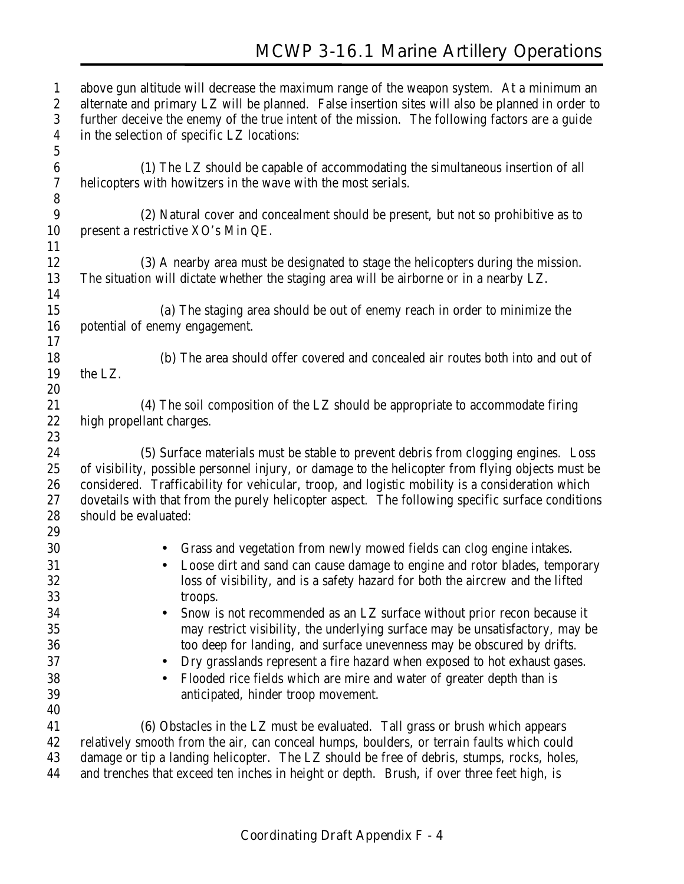above gun altitude will decrease the maximum range of the weapon system. At a minimum an alternate and primary LZ will be planned. False insertion sites will also be planned in order to further deceive the enemy of the true intent of the mission. The following factors are a guide in the selection of specific LZ locations:

(1) The LZ should be capable of accommodating the simultaneous insertion of all helicopters with howitzers in the wave with the most serials.

(2) Natural cover and concealment should be present, but not so prohibitive as to present a restrictive XO's Min QE.

(3) A nearby area must be designated to stage the helicopters during the mission. The situation will dictate whether the staging area will be airborne or in a nearby LZ.

(a) The staging area should be out of enemy reach in order to minimize the potential of enemy engagement.

(b) The area should offer covered and concealed air routes both into and out of the LZ.

(4) The soil composition of the LZ should be appropriate to accommodate firing high propellant charges.

(5) Surface materials must be stable to prevent debris from clogging engines. Loss of visibility, possible personnel injury, or damage to the helicopter from flying objects must be considered. Trafficability for vehicular, troop, and logistic mobility is a consideration which dovetails with that from the purely helicopter aspect. The following specific surface conditions should be evaluated:

- Grass and vegetation from newly mowed fields can clog engine intakes.
- Loose dirt and sand can cause damage to engine and rotor blades, temporary loss of visibility, and is a safety hazard for both the aircrew and the lifted troops.
- Snow is not recommended as an LZ surface without prior recon because it may restrict visibility, the underlying surface may be unsatisfactory, may be too deep for landing, and surface unevenness may be obscured by drifts.
- Dry grasslands represent a fire hazard when exposed to hot exhaust gases.
- Flooded rice fields which are mire and water of greater depth than is anticipated, hinder troop movement.

(6) Obstacles in the LZ must be evaluated. Tall grass or brush which appears relatively smooth from the air, can conceal humps, boulders, or terrain faults which could damage or tip a landing helicopter. The LZ should be free of debris, stumps, rocks, holes, and trenches that exceed ten inches in height or depth. Brush, if over three feet high, is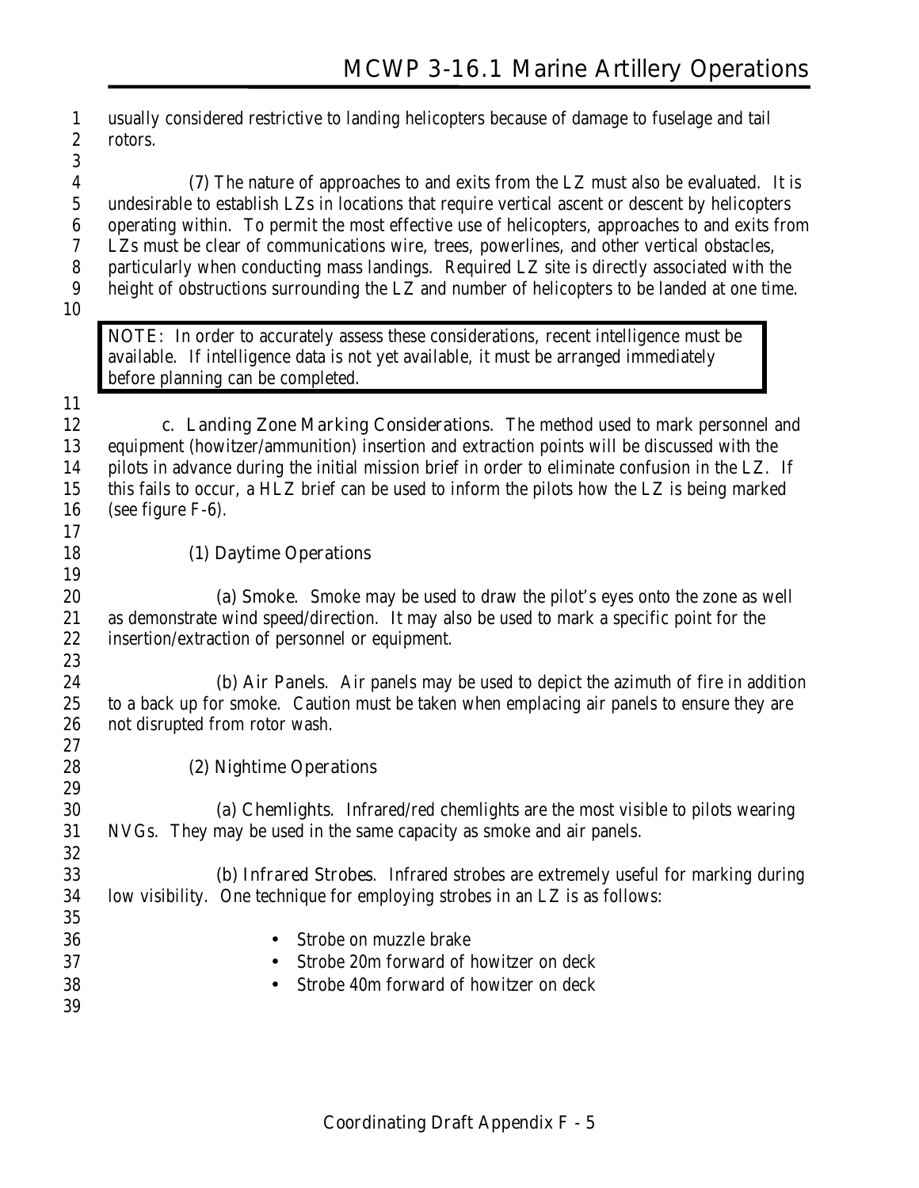usually considered restrictive to landing helicopters because of damage to fuselage and tail rotors.

(7) The nature of approaches to and exits from the LZ must also be evaluated. It is undesirable to establish LZs in locations that require vertical ascent or descent by helicopters operating within. To permit the most effective use of helicopters, approaches to and exits from LZs must be clear of communications wire, trees, powerlines, and other vertical obstacles, particularly when conducting mass landings. Required LZ site is directly associated with the height of obstructions surrounding the LZ and number of helicopters to be landed at one time.

> NOTE: In order to accurately assess these considerations, recent intelligence must be available. If intelligence data is not yet available, it must be arranged immediately before planning can be completed.

c. **Landing Zone Marking Considerations.** The method used to mark personnel and equipment (howitzer/ammunition) insertion and extraction points will be discussed with the pilots in advance during the initial mission brief in order to eliminate confusion in the LZ. If this fails to occur, a HLZ brief can be used to inform the pilots how the LZ is being marked (see figure F-6).

(1) **Daytime Operations**

(a) **Smoke.** Smoke may be used to draw the pilot's eyes onto the zone as well as demonstrate wind speed/direction. It may also be used to mark a specific point for the insertion/extraction of personnel or equipment.

(b) **Air Panels.** Air panels may be used to depict the azimuth of fire in addition to a back up for smoke. Caution must be taken when emplacing air panels to ensure they are not disrupted from rotor wash.

(2) **Nightime Operations**

(a) **Chemlights.** Infrared/red chemlights are the most visible to pilots wearing NVGs. They may be used in the same capacity as smoke and air panels.

(b) **Infrared Strobes.** Infrared strobes are extremely useful for marking during low visibility. One technique for employing strobes in an LZ is as follows:

- Strobe on muzzle brake
- Strobe 20m forward of howitzer on deck
- Strobe 40m forward of howitzer on deck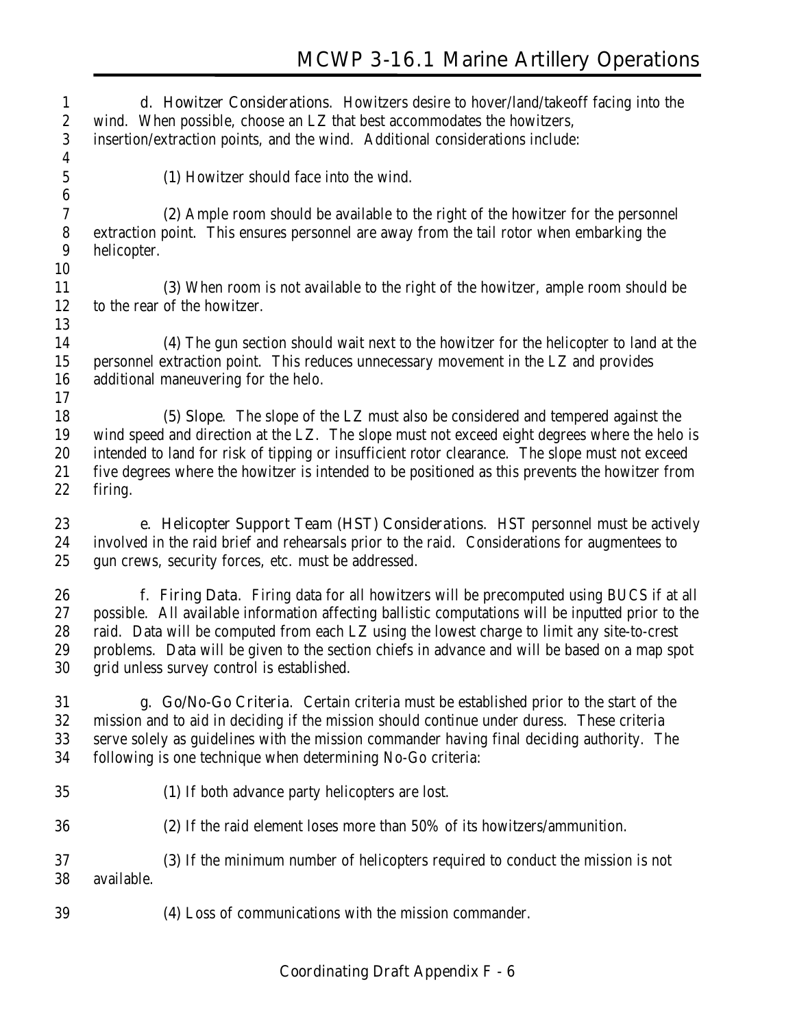**d. Howitzer Considerations.** Howitzers desire to hover/land/takeoff facing into the wind. When possible, choose an LZ that best accommodates the howitzers, insertion/extraction points, and the wind. Additional considerations include:

(1) Howitzer should face into the wind.

(2) Ample room should be available to the right of the howitzer for the personnel extraction point. This ensures personnel are away from the tail rotor when embarking the helicopter.

(3) When room is not available to the right of the howitzer, ample room should be to the rear of the howitzer.

(4) The gun section should wait next to the howitzer for the helicopter to land at the personnel extraction point. This reduces unnecessary movement in the LZ and provides additional maneuvering for the helo.

(5) Slope. The slope of the LZ must also be considered and tempered against the wind speed and direction at the LZ. The slope must not exceed eight degrees where the helo is intended to land for risk of tipping or insufficient rotor clearance. The slope must not exceed five degrees where the howitzer is intended to be positioned as this prevents the howitzer from firing.

**e. Helicopter Support Team (HST) Considerations.** HST personnel must be actively involved in the raid brief and rehearsals prior to the raid. Considerations for augmentees to gun crews, security forces, etc. must be addressed.

**f. Firing Data.** Firing data for all howitzers will be precomputed using BUCS if at all possible. All available information affecting ballistic computations will be inputted prior to the raid. Data will be computed from each LZ using the lowest charge to limit any site-to-crest problems. Data will be given to the section chiefs in advance and will be based on a map spot grid unless survey control is established.

**g. Go/No-Go Criteria.** Certain criteria must be established prior to the start of the mission and to aid in deciding if the mission should continue under duress. These criteria serve solely as guidelines with the mission commander having final deciding authority. The following is one technique when determining No-Go criteria:

(1) If both advance party helicopters are lost.

(2) If the raid element loses more than 50% of its howitzers/ammunition.

(3) If the minimum number of helicopters required to conduct the mission is not available.

(4) Loss of communications with the mission commander.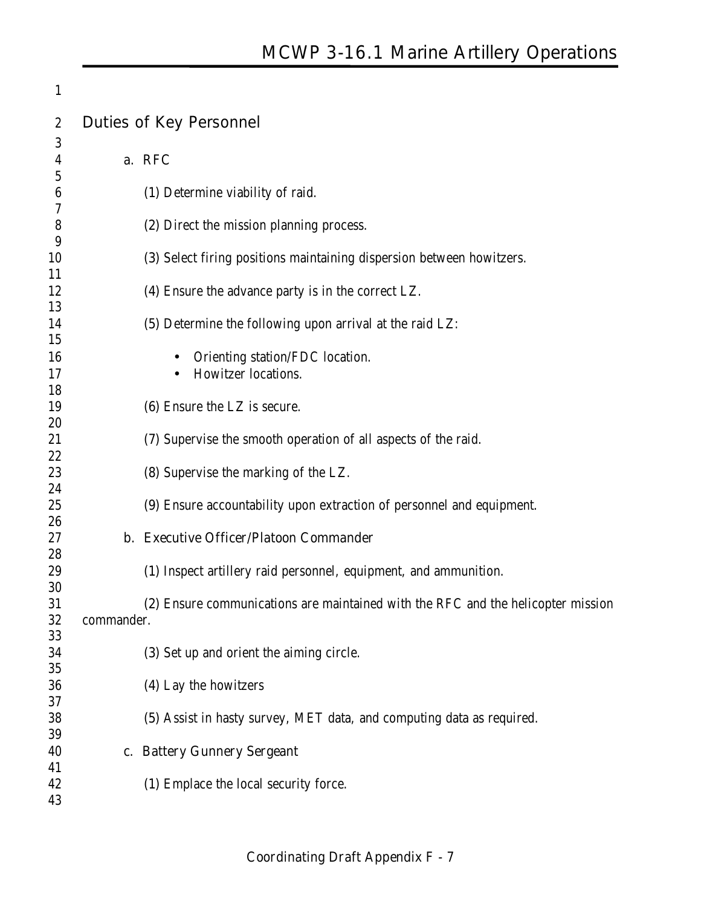## Duties of Key Personnel

a. RFC

(1) Determine viability of raid.

(2) Direct the mission planning process.

(3) Select firing positions maintaining dispersion between howitzers.

(4) Ensure the advance party is in the correct LZ.

(5) Determine the following upon arrival at the raid LZ:

- Orienting station/FDC location.
- Howitzer locations.

(6) Ensure the LZ is secure.

(7) Supervise the smooth operation of all aspects of the raid.

(8) Supervise the marking of the LZ.

(9) Ensure accountability upon extraction of personnel and equipment.

b. Executive Officer/Platoon Commander

(1) Inspect artillery raid personnel, equipment, and ammunition.

(2) Ensure communications are maintained with the RFC and the helicopter mission commander.

(3) Set up and orient the aiming circle.

(4) Lay the howitzers

(5) Assist in hasty survey, MET data, and computing data as required.

c. Battery Gunnery Sergeant

(1) Emplace the local security force.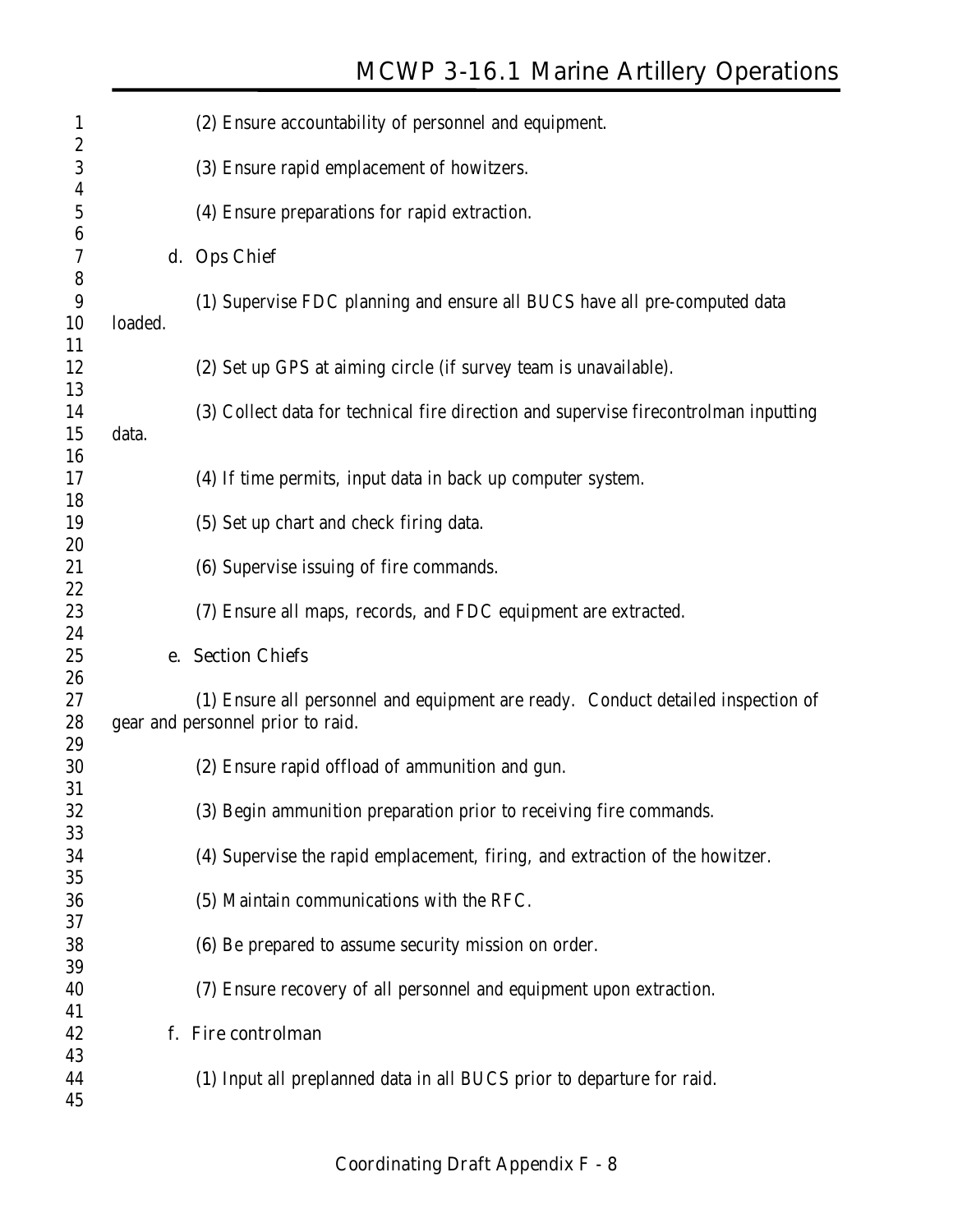(2) Ensure accountability of personnel and equipment.

(3) Ensure rapid emplacement of howitzers.

(4) Ensure preparations for rapid extraction.

d. Ops Chief

(1) Supervise FDC planning and ensure all BUCS have all pre-computed data loaded.

(2) Set up GPS at aiming circle (if survey team is unavailable).

(3) Collect data for technical fire direction and supervise firecontrolman inputting data.

(4) If time permits, input data in back up computer system.

(5) Set up chart and check firing data.

(6) Supervise issuing of fire commands.

(7) Ensure all maps, records, and FDC equipment are extracted.

e. Section Chiefs

(1) Ensure all personnel and equipment are ready. Conduct detailed inspection of gear and personnel prior to raid.

(2) Ensure rapid offload of ammunition and gun.

(3) Begin ammunition preparation prior to receiving fire commands.

(4) Supervise the rapid emplacement, firing, and extraction of the howitzer.

(5) Maintain communications with the RFC.

(6) Be prepared to assume security mission on order.

(7) Ensure recovery of all personnel and equipment upon extraction.

f. Fire controlman

(1) Input all preplanned data in all BUCS prior to departure for raid.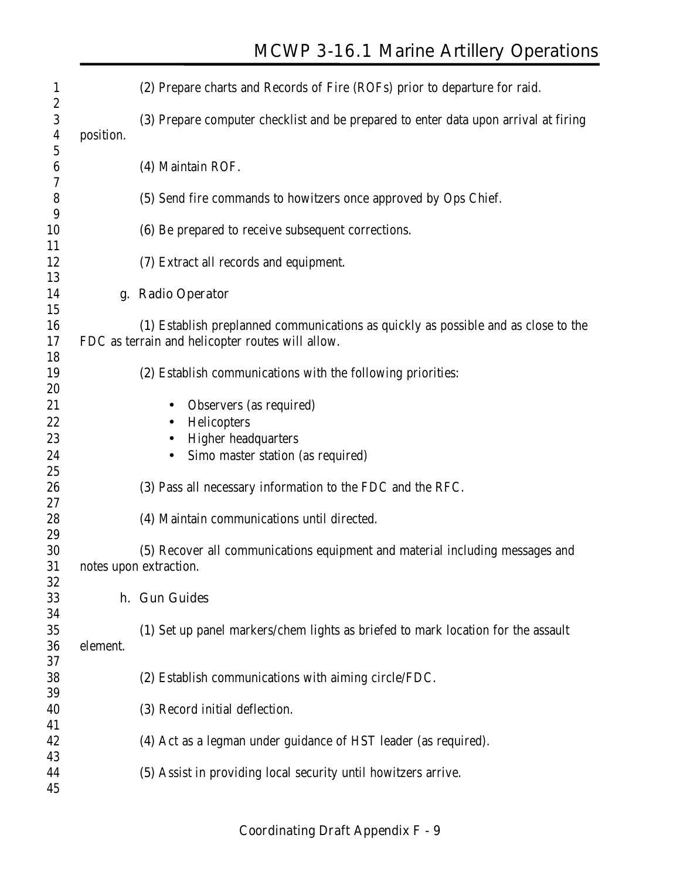(2) Prepare charts and Records of Fire (ROFs) prior to departure for raid.

(3) Prepare computer checklist and be prepared to enter data upon arrival at firing position.

(4) Maintain ROF.

(5) Send fire commands to howitzers once approved by Ops Chief.

(6) Be prepared to receive subsequent corrections.

(7) Extract all records and equipment.

g. Radio Operator

(1) Establish preplanned communications as quickly as possible and as close to the FDC as terrain and helicopter routes will allow.

(2) Establish communications with the following priorities:

- Observers (as required)
- Helicopters
- Higher headquarters
- Simo master station (as required)

(3) Pass all necessary information to the FDC and the RFC.

(4) Maintain communications until directed.

(5) Recover all communications equipment and material including messages and notes upon extraction.

h. Gun Guides

(1) Set up panel markers/chem lights as briefed to mark location for the assault element.

(2) Establish communications with aiming circle/FDC.

(3) Record initial deflection.

(4) Act as a legman under guidance of HST leader (as required).

(5) Assist in providing local security until howitzers arrive.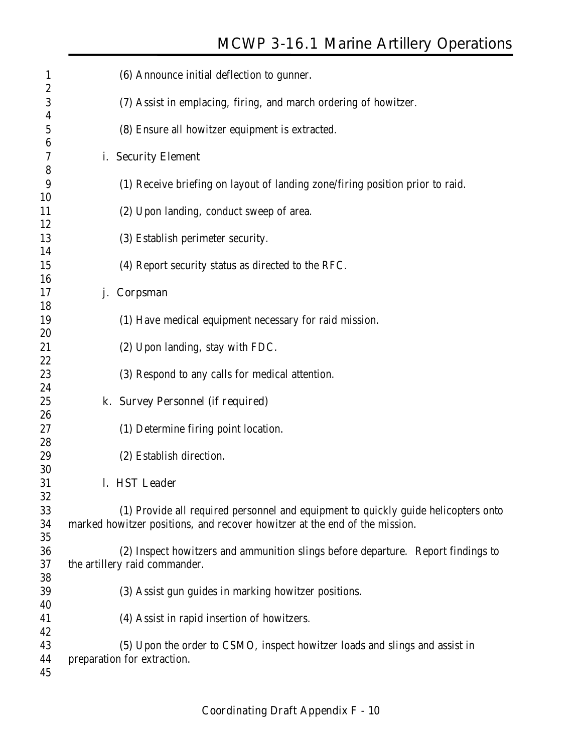(6) Announce initial deflection to gunner.

(7) Assist in emplacing, firing, and march ordering of howitzer.

(8) Ensure all howitzer equipment is extracted.

i. Security Element

(1) Receive briefing on layout of landing zone/firing position prior to raid.

(2) Upon landing, conduct sweep of area.

(3) Establish perimeter security.

(4) Report security status as directed to the RFC.

j. Corpsman

(1) Have medical equipment necessary for raid mission.

(2) Upon landing, stay with FDC.

(3) Respond to any calls for medical attention.

k. Survey Personnel (if required)

(1) Determine firing point location.

(2) Establish direction.

l. HST Leader

(1) Provide all required personnel and equipment to quickly guide helicopters onto marked howitzer positions, and recover howitzer at the end of the mission.

(2) Inspect howitzers and ammunition slings before departure. Report findings to the artillery raid commander.

(3) Assist gun guides in marking howitzer positions.

(4) Assist in rapid insertion of howitzers.

(5) Upon the order to CSMO, inspect howitzer loads and slings and assist in preparation for extraction.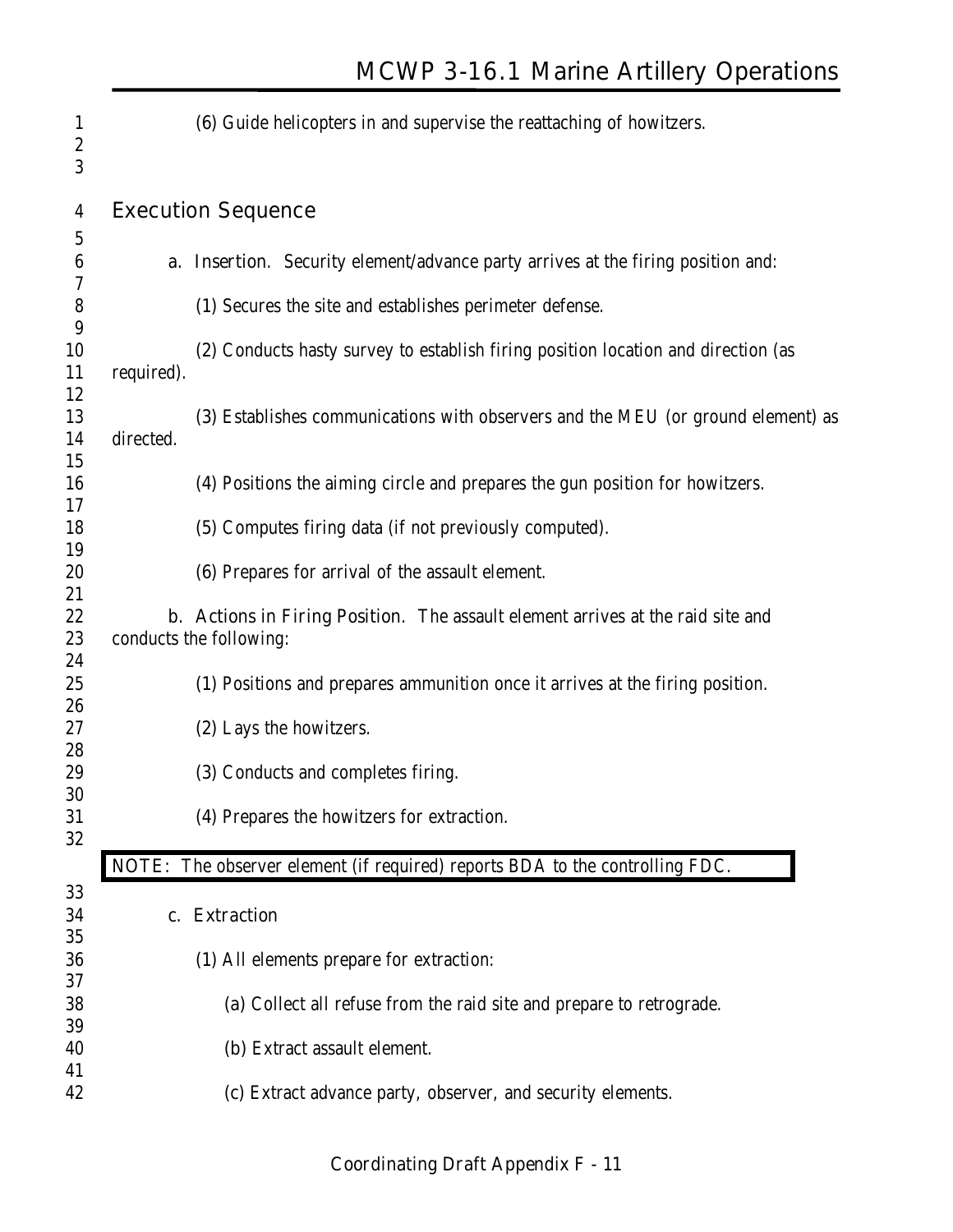(6) Guide helicopters in and supervise the reattaching of howitzers.

## Execution Sequence

a. Insertion. Security element/advance party arrives at the firing position and:

(1) Secures the site and establishes perimeter defense.

(2) Conducts hasty survey to establish firing position location and direction (as required).

(3) Establishes communications with observers and the MEU (or ground element) as directed.

(4) Positions the aiming circle and prepares the gun position for howitzers.

(5) Computes firing data (if not previously computed).

(6) Prepares for arrival of the assault element.

b. Actions in Firing Position. The assault element arrives at the raid site and conducts the following:

(1) Positions and prepares ammunition once it arrives at the firing position.

(2) Lays the howitzers.

(3) Conducts and completes firing.

(4) Prepares the howitzers for extraction.

NOTE: The observer element (if required) reports BDA to the controlling FDC.

c. Extraction

(1) All elements prepare for extraction:

(a) Collect all refuse from the raid site and prepare to retrograde.

(b) Extract assault element.

(c) Extract advance party, observer, and security elements.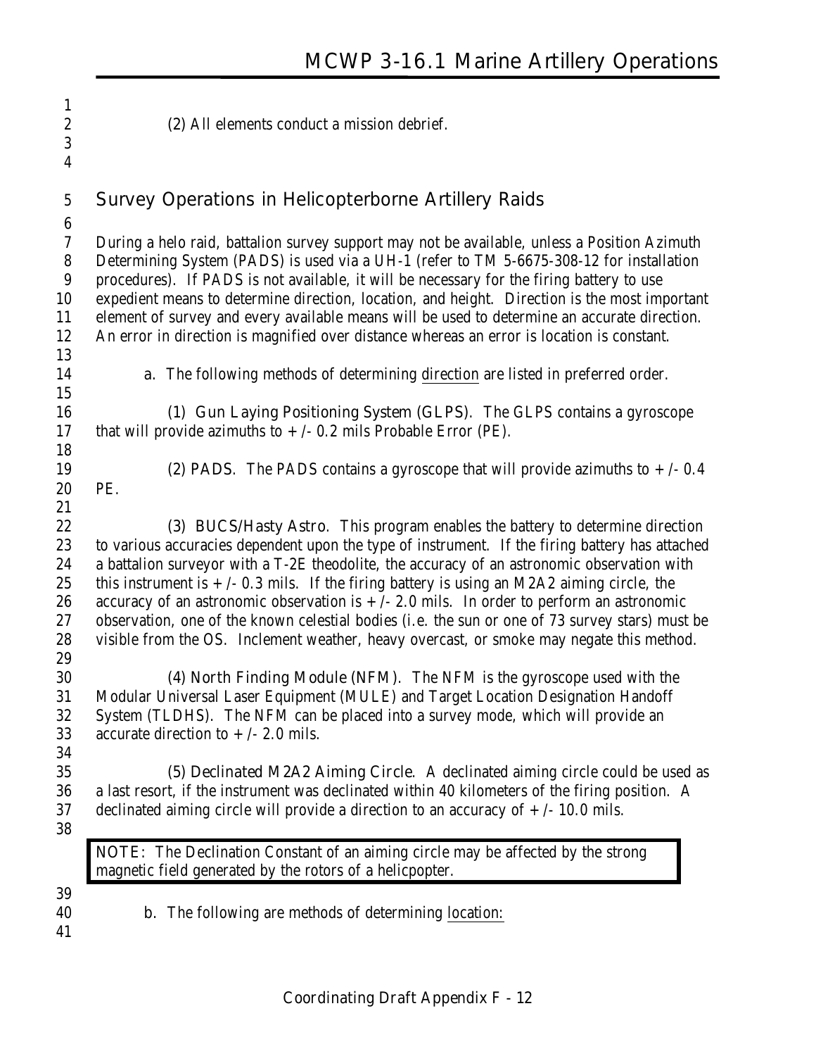(2) All elements conduct a mission debrief.

## Survey Operations in Helicopterborne Artillery Raids

During a helo raid, battalion survey support may not be available, unless a Position Azimuth Determining System (PADS) is used via a UH-1 (refer to TM 5-6675-308-12 for installation procedures). If PADS is not available, it will be necessary for the firing battery to use expedient means to determine direction, location, and height. Direction is the most important element of survey and every available means will be used to determine an accurate direction. An error in direction is magnified over distance whereas an error is location is constant.

a. The following methods of determining direction are listed in preferred order.

(1) Gun Laying Positioning System (GLPS). The GLPS contains a gyroscope that will provide azimuths to + /- 0.2 mils Probable Error (PE).

(2) PADS. The PADS contains a gyroscope that will provide azimuths to + /- 0.4 PE.

(3) BUCS/Hasty Astro. This program enables the battery to determine direction to various accuracies dependent upon the type of instrument. If the firing battery has attached a battalion surveyor with a T-2E theodolite, the accuracy of an astronomic observation with this instrument is + /- 0.3 mils. If the firing battery is using an M2A2 aiming circle, the accuracy of an astronomic observation is + /- 2.0 mils. In order to perform an astronomic observation, one of the known celestial bodies (i.e. the sun or one of 73 survey stars) must be visible from the OS. Inclement weather, heavy overcast, or smoke may negate this method.

(4) North Finding Module (NFM). The NFM is the gyroscope used with the Modular Universal Laser Equipment (MULE) and Target Location Designation Handoff System (TLDHS). The NFM can be placed into a survey mode, which will provide an accurate direction to + /- 2.0 mils.

(5) Declinated M2A2 Aiming Circle. A declinated aiming circle could be used as a last resort, if the instrument was declinated within 40 kilometers of the firing position. A declinated aiming circle will provide a direction to an accuracy of + /- 10.0 mils.

> NOTE: The Declination Constant of an aiming circle may be affected by the strong magnetic field generated by the rotors of a helicpopter.

b. The following are methods of determining location: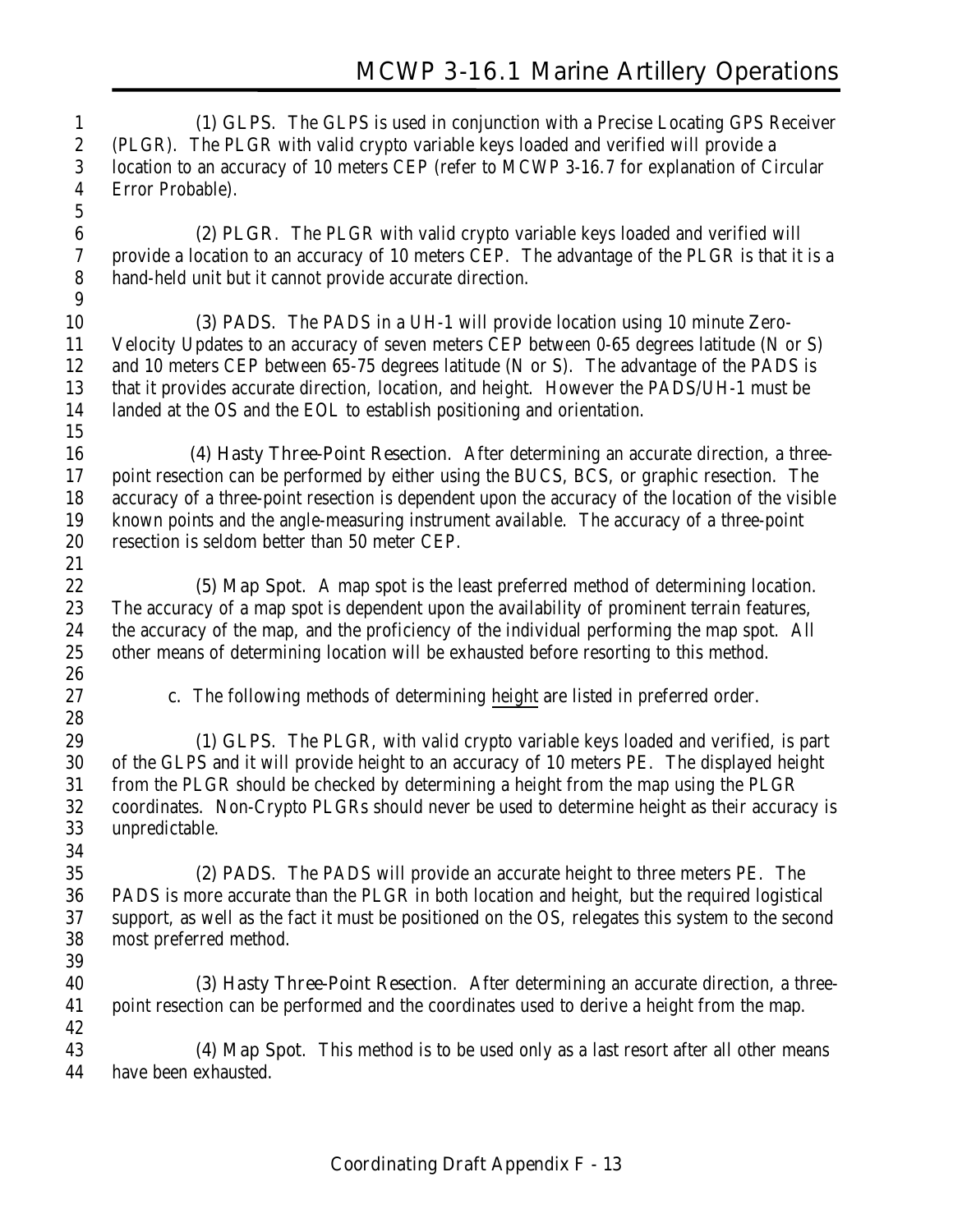(1) GLPS. The GLPS is used in conjunction with a Precise Locating GPS Receiver (PLGR). The PLGR with valid crypto variable keys loaded and verified will provide a location to an accuracy of 10 meters CEP (refer to MCWP 3-16.7 for explanation of Circular Error Probable).

(2) PLGR. The PLGR with valid crypto variable keys loaded and verified will provide a location to an accuracy of 10 meters CEP. The advantage of the PLGR is that it is a hand-held unit but it cannot provide accurate direction.

(3) PADS. The PADS in a UH-1 will provide location using 10 minute Zero-Velocity Updates to an accuracy of seven meters CEP between 0-65 degrees latitude (N or S) and 10 meters CEP between 65-75 degrees latitude (N or S). The advantage of the PADS is that it provides accurate direction, location, and height. However the PADS/UH-1 must be landed at the OS and the EOL to establish positioning and orientation.

(4) Hasty Three-Point Resection. After determining an accurate direction, a three-point resection can be performed by either using the BUCS, BCS, or graphic resection. The accuracy of a three-point resection is dependent upon the accuracy of the location of the visible known points and the angle-measuring instrument available. The accuracy of a three-point resection is seldom better than 50 meter CEP.

(5) Map Spot. A map spot is the least preferred method of determining location. The accuracy of a map spot is dependent upon the availability of prominent terrain features, the accuracy of the map, and the proficiency of the individual performing the map spot. All other means of determining location will be exhausted before resorting to this method.

c. The following methods of determining height are listed in preferred order.

(1) GLPS. The PLGR, with valid crypto variable keys loaded and verified, is part of the GLPS and it will provide height to an accuracy of 10 meters PE. The displayed height from the PLGR should be checked by determining a height from the map using the PLGR coordinates. Non-Crypto PLGRs should never be used to determine height as their accuracy is unpredictable.

(2) PADS. The PADS will provide an accurate height to three meters PE. The PADS is more accurate than the PLGR in both location and height, but the required logistical support, as well as the fact it must be positioned on the OS, relegates this system to the second most preferred method.

(3) Hasty Three-Point Resection. After determining an accurate direction, a three-point resection can be performed and the coordinates used to derive a height from the map.

(4) Map Spot. This method is to be used only as a last resort after all other means have been exhausted.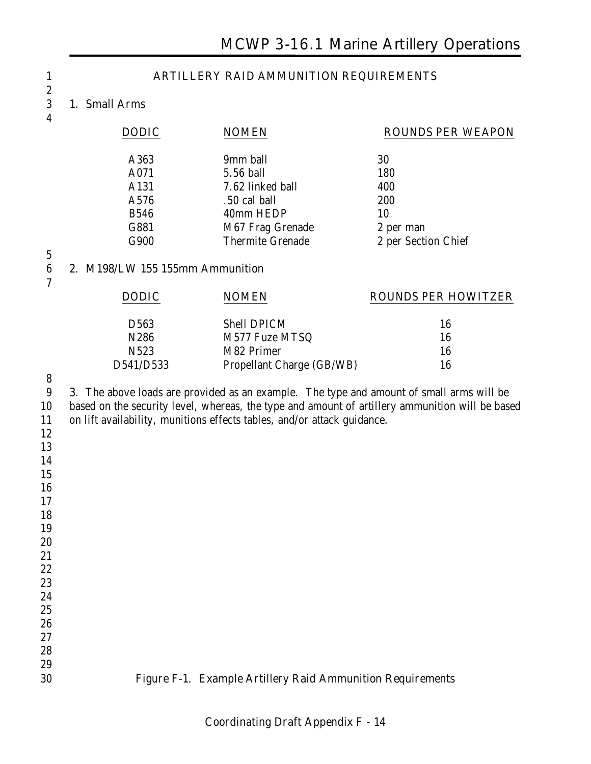## ARTILLERY RAID AMMUNITION REQUIREMENTS

1. Small Arms

| DODIC | NOMEN | ROUNDS PER WEAPON |
|---|---|---|
| A363 | 9mm ball | 30 |
| A071 | 5.56 ball | 180 |
| A131 | 7.62 linked ball | 400 |
| A576 | .50 cal ball | 200 |
| B546 | 40mm HEDP | 10 |
| G881 | M67 Frag Grenade | 2 per man |
| G900 | Thermite Grenade | 2 per Section Chief |

2. M198/LW 155 155mm Ammunition

| DODIC | NOMEN | ROUNDS PER HOWITZER |
|---|---|---|
| D563 | Shell DPICM | 16 |
| N286 | M577 Fuze MTSQ | 16 |
| N523 | M82 Primer | 16 |
| D541/D533 | Propellant Charge (GB/WB) | 16 |

3. The above loads are provided as an example. The type and amount of small arms will be based on the security level, whereas, the type and amount of artillery ammunition will be based on lift availability, munitions effects tables, and/or attack guidance.

Figure F-1. Example Artillery Raid Ammunition Requirements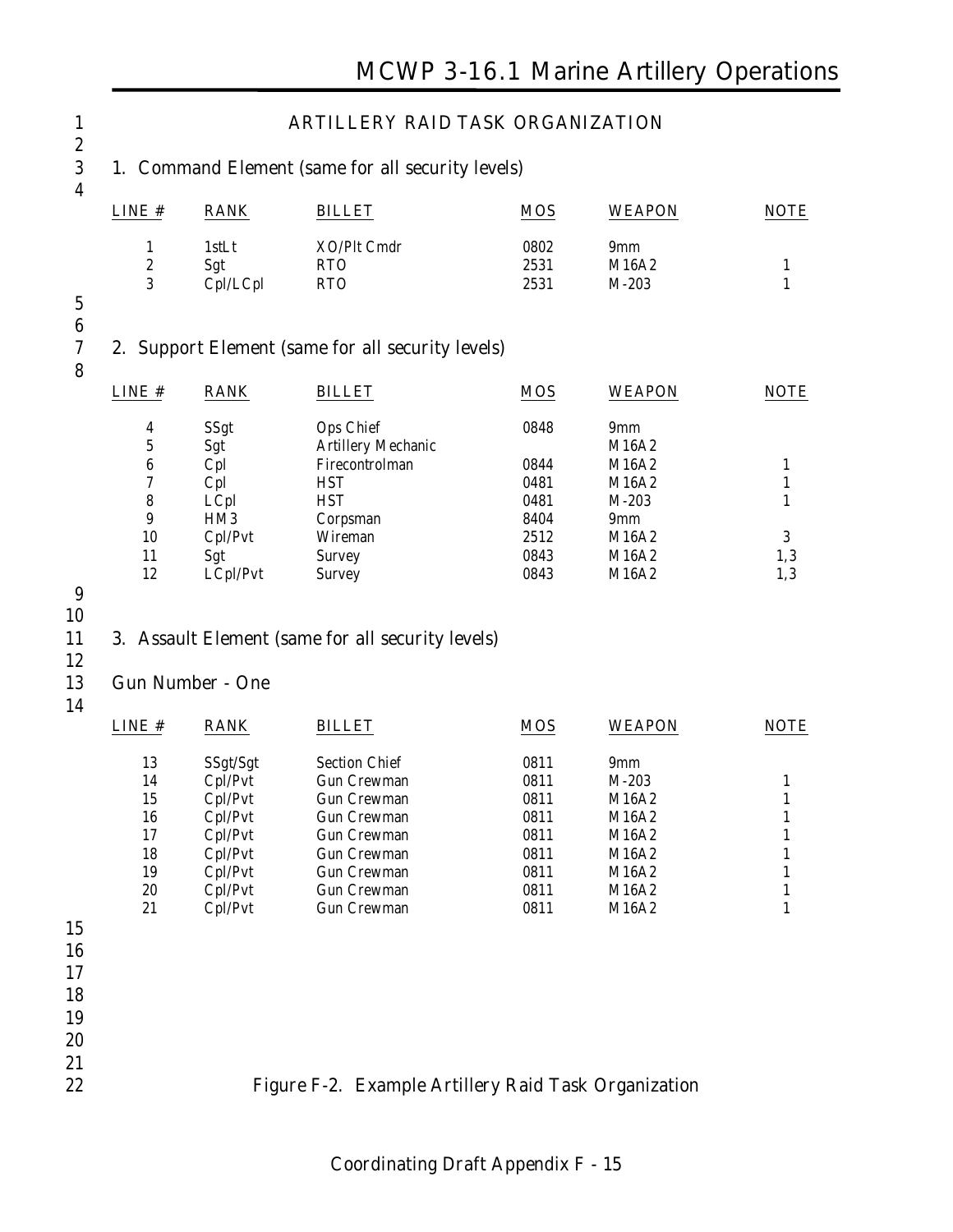# ARTILLERY RAID TASK ORGANIZATION

## 1. Command Element (same for all security levels)

| LINE # | RANK | BILLET | MOS | WEAPON | NOTE |
|---|---|---|---|---|---|
| 1 | 1stLt | XO/Plt Cmdr | 0802 | 9mm | |
| 2 | Sgt | RTO | 2531 | M16A2 | 1 |
| 3 | Cpl/LCpl | RTO | 2531 | M-203 | 1 |

## 2. Support Element (same for all security levels)

| LINE # | RANK | BILLET | MOS | WEAPON | NOTE |
|---|---|---|---|---|---|
| 4 | SSgt | Ops Chief | 0848 | 9mm | |
| 5 | Sgt | Artillery Mechanic | | M16A2 | |
| 6 | Cpl | Firecontrolman | 0844 | M16A2 | 1 |
| 7 | Cpl | HST | 0481 | M16A2 | 1 |
| 8 | LCpl | HST | 0481 | M-203 | 1 |
| 9 | HM3 | Corpsman | 8404 | 9mm | |
| 10 | Cpl/Pvt | Wireman | 2512 | M16A2 | 3 |
| 11 | Sgt | Survey | 0843 | M16A2 | 1,3 |
| 12 | LCpl/Pvt | Survey | 0843 | M16A2 | 1,3 |

## 3. Assault Element (same for all security levels)

### Gun Number - One

| LINE # | RANK | BILLET | MOS | WEAPON | NOTE |
|---|---|---|---|---|---|
| 13 | SSgt/Sgt | Section Chief | 0811 | 9mm | |
| 14 | Cpl/Pvt | Gun Crewman | 0811 | M-203 | 1 |
| 15 | Cpl/Pvt | Gun Crewman | 0811 | M16A2 | 1 |
| 16 | Cpl/Pvt | Gun Crewman | 0811 | M16A2 | 1 |
| 17 | Cpl/Pvt | Gun Crewman | 0811 | M16A2 | 1 |
| 18 | Cpl/Pvt | Gun Crewman | 0811 | M16A2 | 1 |
| 19 | Cpl/Pvt | Gun Crewman | 0811 | M16A2 | 1 |
| 20 | Cpl/Pvt | Gun Crewman | 0811 | M16A2 | 1 |
| 21 | Cpl/Pvt | Gun Crewman | 0811 | M16A2 | 1 |

Figure F-2. Example Artillery Raid Task Organization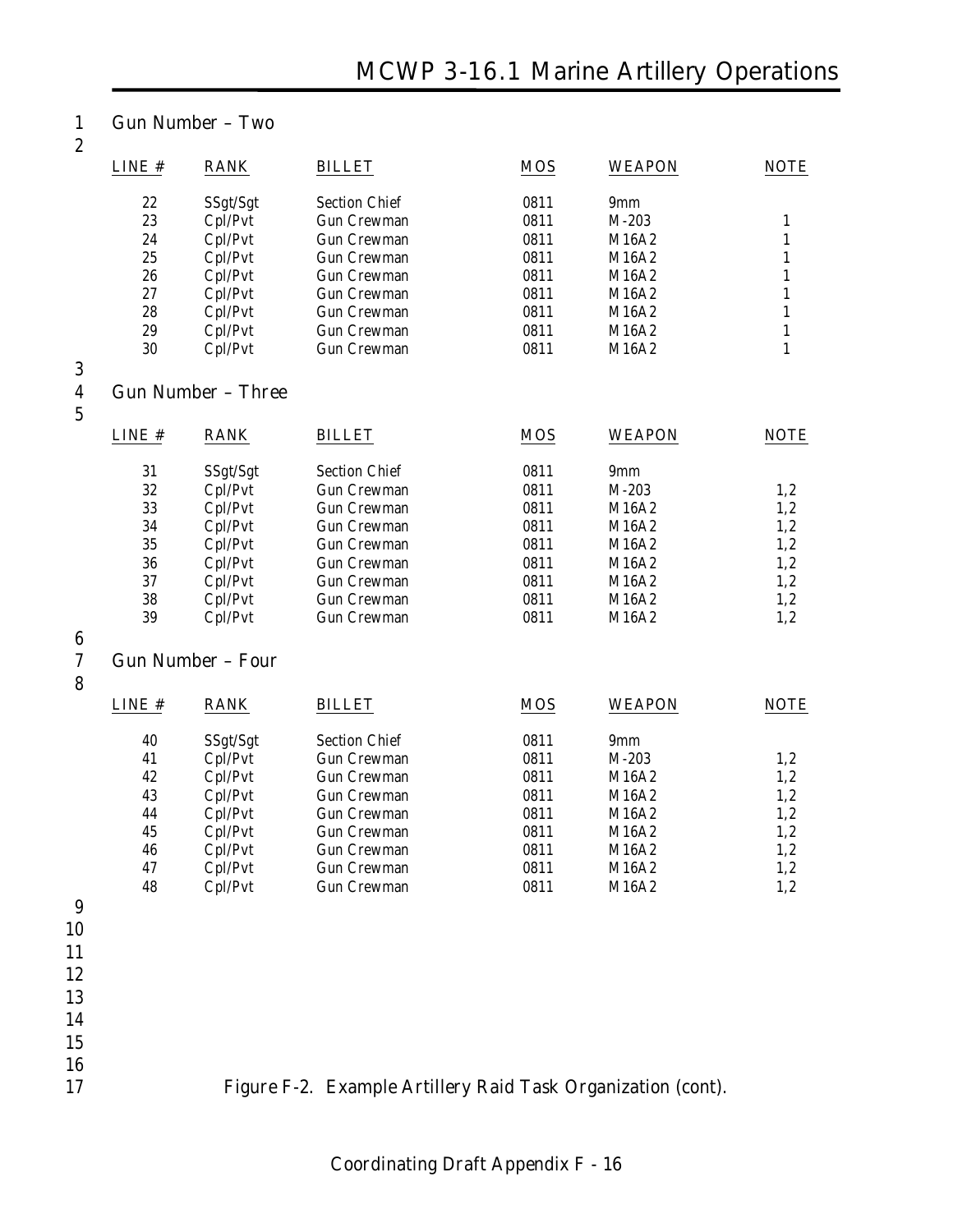Gun Number – Two

| LINE # | RANK | BILLET | MOS | WEAPON | NOTE |
|---|---|---|---|---|---|
| 22 | SSgt/Sgt | Section Chief | 0811 | 9mm | |
| 23 | Cpl/Pvt | Gun Crewman | 0811 | M-203 | 1 |
| 24 | Cpl/Pvt | Gun Crewman | 0811 | M16A2 | 1 |
| 25 | Cpl/Pvt | Gun Crewman | 0811 | M16A2 | 1 |
| 26 | Cpl/Pvt | Gun Crewman | 0811 | M16A2 | 1 |
| 27 | Cpl/Pvt | Gun Crewman | 0811 | M16A2 | 1 |
| 28 | Cpl/Pvt | Gun Crewman | 0811 | M16A2 | 1 |
| 29 | Cpl/Pvt | Gun Crewman | 0811 | M16A2 | 1 |
| 30 | Cpl/Pvt | Gun Crewman | 0811 | M16A2 | 1 |

Gun Number – Three

| LINE # | RANK | BILLET | MOS | WEAPON | NOTE |
|---|---|---|---|---|---|
| 31 | SSgt/Sgt | Section Chief | 0811 | 9mm | |
| 32 | Cpl/Pvt | Gun Crewman | 0811 | M-203 | 1,2 |
| 33 | Cpl/Pvt | Gun Crewman | 0811 | M16A2 | 1,2 |
| 34 | Cpl/Pvt | Gun Crewman | 0811 | M16A2 | 1,2 |
| 35 | Cpl/Pvt | Gun Crewman | 0811 | M16A2 | 1,2 |
| 36 | Cpl/Pvt | Gun Crewman | 0811 | M16A2 | 1,2 |
| 37 | Cpl/Pvt | Gun Crewman | 0811 | M16A2 | 1,2 |
| 38 | Cpl/Pvt | Gun Crewman | 0811 | M16A2 | 1,2 |
| 39 | Cpl/Pvt | Gun Crewman | 0811 | M16A2 | 1,2 |

Gun Number – Four

| LINE # | RANK | BILLET | MOS | WEAPON | NOTE |
|---|---|---|---|---|---|
| 40 | SSgt/Sgt | Section Chief | 0811 | 9mm | |
| 41 | Cpl/Pvt | Gun Crewman | 0811 | M-203 | 1,2 |
| 42 | Cpl/Pvt | Gun Crewman | 0811 | M16A2 | 1,2 |
| 43 | Cpl/Pvt | Gun Crewman | 0811 | M16A2 | 1,2 |
| 44 | Cpl/Pvt | Gun Crewman | 0811 | M16A2 | 1,2 |
| 45 | Cpl/Pvt | Gun Crewman | 0811 | M16A2 | 1,2 |
| 46 | Cpl/Pvt | Gun Crewman | 0811 | M16A2 | 1,2 |
| 47 | Cpl/Pvt | Gun Crewman | 0811 | M16A2 | 1,2 |
| 48 | Cpl/Pvt | Gun Crewman | 0811 | M16A2 | 1,2 |

Figure F-2. Example Artillery Raid Task Organization (cont).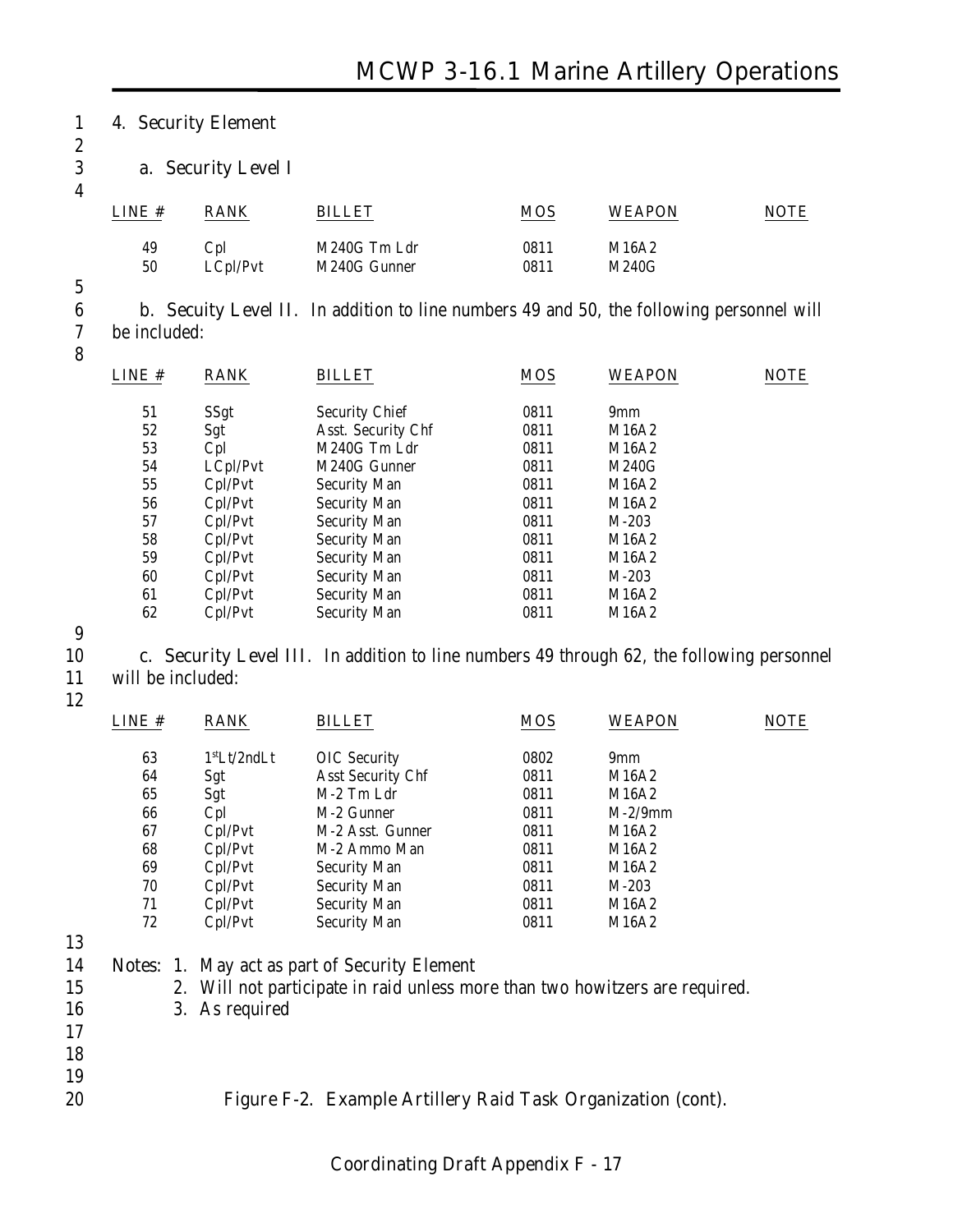4. Security Element

a. Security Level I

| LINE # | RANK | BILLET | MOS | WEAPON | NOTE |
|---|---|---|---|---|---|
| 49 | Cpl | M240G Tm Ldr | 0811 | M16A2 | |
| 50 | LCpl/Pvt | M240G Gunner | 0811 | M240G | |

b. Secuity Level II. In addition to line numbers 49 and 50, the following personnel will be included:

| LINE # | RANK | BILLET | MOS | WEAPON | NOTE |
|---|---|---|---|---|---|
| 51 | SSgt | Security Chief | 0811 | 9mm | |
| 52 | Sgt | Asst. Security Chf | 0811 | M16A2 | |
| 53 | Cpl | M240G Tm Ldr | 0811 | M16A2 | |
| 54 | LCpl/Pvt | M240G Gunner | 0811 | M240G | |
| 55 | Cpl/Pvt | Security Man | 0811 | M16A2 | |
| 56 | Cpl/Pvt | Security Man | 0811 | M16A2 | |
| 57 | Cpl/Pvt | Security Man | 0811 | M-203 | |
| 58 | Cpl/Pvt | Security Man | 0811 | M16A2 | |
| 59 | Cpl/Pvt | Security Man | 0811 | M16A2 | |
| 60 | Cpl/Pvt | Security Man | 0811 | M-203 | |
| 61 | Cpl/Pvt | Security Man | 0811 | M16A2 | |
| 62 | Cpl/Pvt | Security Man | 0811 | M16A2 | |

c. Security Level III. In addition to line numbers 49 through 62, the following personnel will be included:

| LINE # | RANK | BILLET | MOS | WEAPON | NOTE |
|---|---|---|---|---|---|
| 63 | 1stLt/2ndLt | OIC Security | 0802 | 9mm | |
| 64 | Sgt | Asst Security Chf | 0811 | M16A2 | |
| 65 | Sgt | M-2 Tm Ldr | 0811 | M16A2 | |
| 66 | Cpl | M-2 Gunner | 0811 | M-2/9mm | |
| 67 | Cpl/Pvt | M-2 Asst. Gunner | 0811 | M16A2 | |
| 68 | Cpl/Pvt | M-2 Ammo Man | 0811 | M16A2 | |
| 69 | Cpl/Pvt | Security Man | 0811 | M16A2 | |
| 70 | Cpl/Pvt | Security Man | 0811 | M-203 | |
| 71 | Cpl/Pvt | Security Man | 0811 | M16A2 | |
| 72 | Cpl/Pvt | Security Man | 0811 | M16A2 | |

Notes:
1. May act as part of Security Element
2. Will not participate in raid unless more than two howitzers are required.
3. As required

Figure F-2. Example Artillery Raid Task Organization (cont).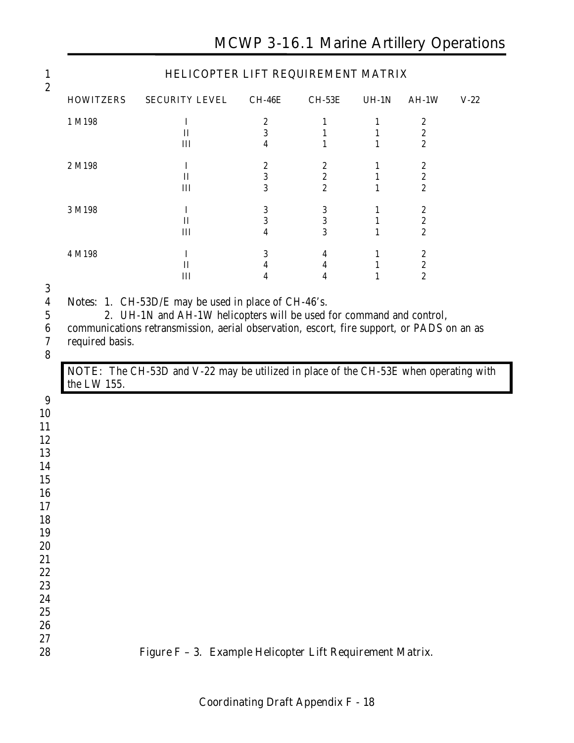## HELICOPTER LIFT REQUIREMENT MATRIX

| HOWITZERS | SECURITY LEVEL | CH-46E | CH-53E | UH-1N | AH-1W | V-22 |
|---|---|---|---|---|---|---|
| 1 M198 | I | 2 | 1 | 1 | 2 | |
| | II | 3 | 1 | 1 | 2 | |
| | III | 4 | 1 | 1 | 2 | |
| 2 M198 | I | 2 | 2 | 1 | 2 | |
| | II | 3 | 2 | 1 | 2 | |
| | III | 3 | 2 | 1 | 2 | |
| 3 M198 | I | 3 | 3 | 1 | 2 | |
| | II | 3 | 3 | 1 | 2 | |
| | III | 4 | 3 | 1 | 2 | |
| 4 M198 | I | 3 | 4 | 1 | 2 | |
| | II | 4 | 4 | 1 | 2 | |
| | III | 4 | 4 | 1 | 2 | |

Notes: 1. CH-53D/E may be used in place of CH-46's.
2. UH-1N and AH-1W helicopters will be used for command and control, communications retransmission, aerial observation, escort, fire support, or PADS on an as required basis.

> NOTE: The CH-53D and V-22 may be utilized in place of the CH-53E when operating with the LW 155.

Figure F – 3. Example Helicopter Lift Requirement Matrix.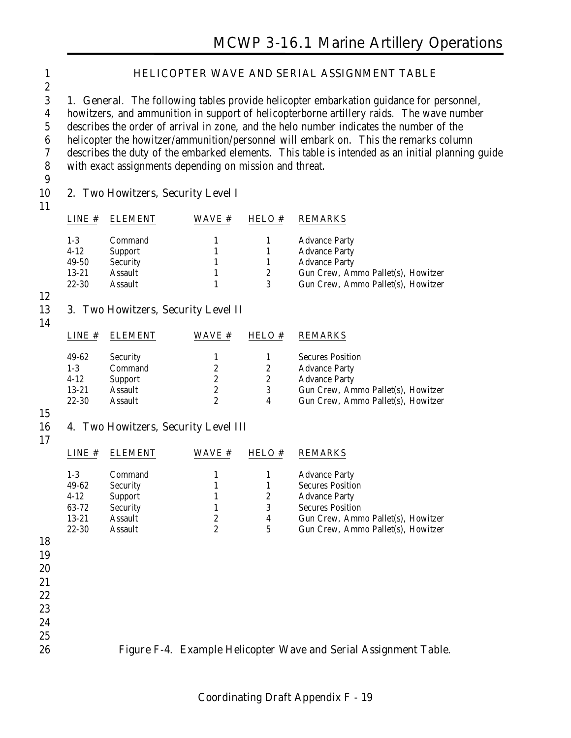## HELICOPTER WAVE AND SERIAL ASSIGNMENT TABLE

1. General. The following tables provide helicopter embarkation guidance for personnel, howitzers, and ammunition in support of helicopterborne artillery raids. The wave number describes the order of arrival in zone, and the helo number indicates the number of the helicopter the howitzer/ammunition/personnel will embark on. This the remarks column describes the duty of the embarked elements. This table is intended as an initial planning guide with exact assignments depending on mission and threat.

2. Two Howitzers, Security Level I

| LINE # | ELEMENT | WAVE # | HELO # | REMARKS |
|---|---|---|---|---|
| 1-3 | Command | 1 | 1 | Advance Party |
| 4-12 | Support | 1 | 1 | Advance Party |
| 49-50 | Security | 1 | 1 | Advance Party |
| 13-21 | Assault | 1 | 2 | Gun Crew, Ammo Pallet(s), Howitzer |
| 22-30 | Assault | 1 | 3 | Gun Crew, Ammo Pallet(s), Howitzer |

3. Two Howitzers, Security Level II

| LINE # | ELEMENT | WAVE # | HELO # | REMARKS |
|---|---|---|---|---|
| 49-62 | Security | 1 | 1 | Secures Position |
| 1-3 | Command | 2 | 2 | Advance Party |
| 4-12 | Support | 2 | 2 | Advance Party |
| 13-21 | Assault | 2 | 3 | Gun Crew, Ammo Pallet(s), Howitzer |
| 22-30 | Assault | 2 | 4 | Gun Crew, Ammo Pallet(s), Howitzer |

4. Two Howitzers, Security Level III

| LINE # | ELEMENT | WAVE # | HELO # | REMARKS |
|---|---|---|---|---|
| 1-3 | Command | 1 | 1 | Advance Party |
| 49-62 | Security | 1 | 1 | Secures Position |
| 4-12 | Support | 1 | 2 | Advance Party |
| 63-72 | Security | 1 | 3 | Secures Position |
| 13-21 | Assault | 2 | 4 | Gun Crew, Ammo Pallet(s), Howitzer |
| 22-30 | Assault | 2 | 5 | Gun Crew, Ammo Pallet(s), Howitzer |

Figure F-4. Example Helicopter Wave and Serial Assignment Table.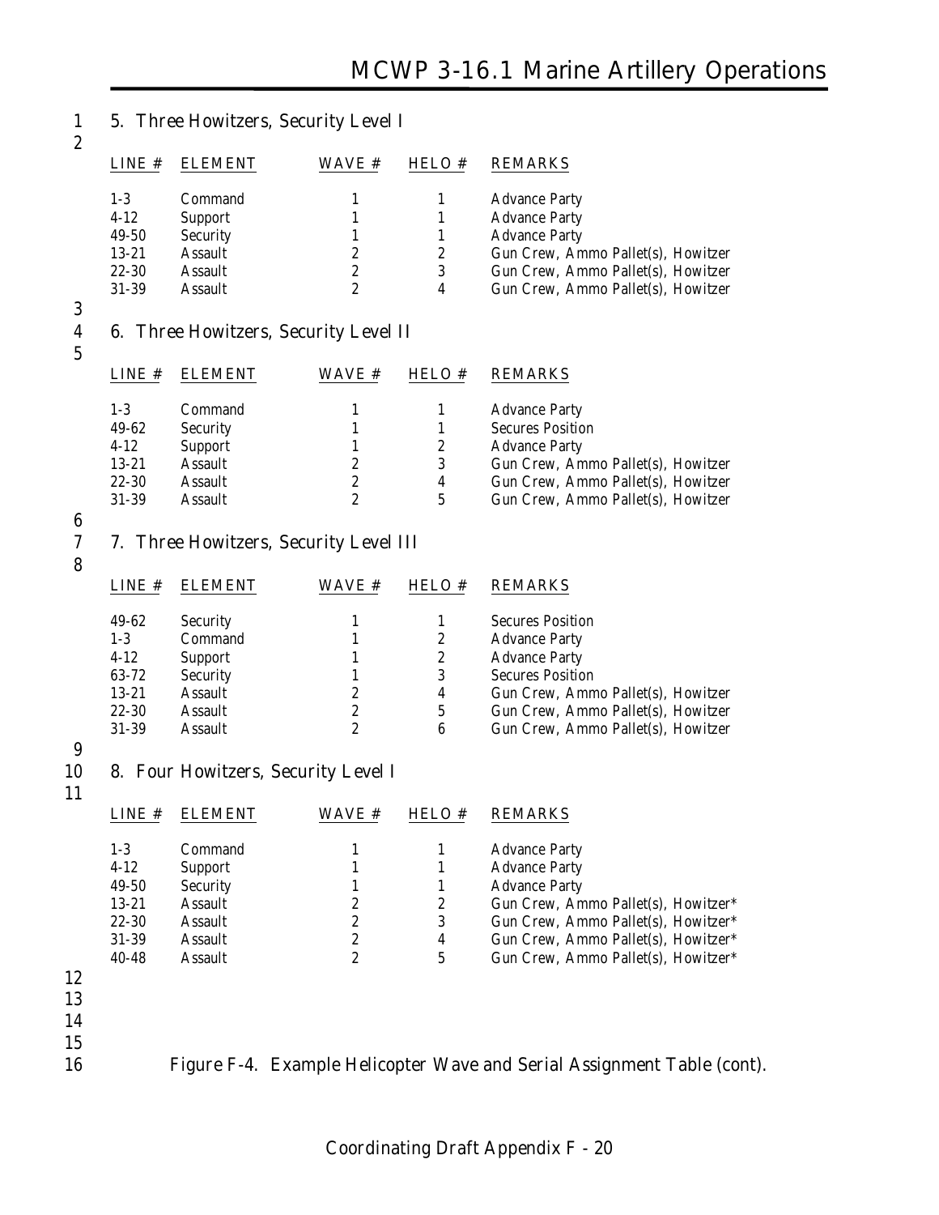5. Three Howitzers, Security Level I

| LINE # | ELEMENT | WAVE # | HELO # | REMARKS |
|---|---|---|---|---|
| 1-3 | Command | 1 | 1 | Advance Party |
| 4-12 | Support | 1 | 1 | Advance Party |
| 49-50 | Security | 1 | 1 | Advance Party |
| 13-21 | Assault | 2 | 2 | Gun Crew, Ammo Pallet(s), Howitzer |
| 22-30 | Assault | 2 | 3 | Gun Crew, Ammo Pallet(s), Howitzer |
| 31-39 | Assault | 2 | 4 | Gun Crew, Ammo Pallet(s), Howitzer |

6. Three Howitzers, Security Level II

| LINE # | ELEMENT | WAVE # | HELO # | REMARKS |
|---|---|---|---|---|
| 1-3 | Command | 1 | 1 | Advance Party |
| 49-62 | Security | 1 | 1 | Secures Position |
| 4-12 | Support | 1 | 2 | Advance Party |
| 13-21 | Assault | 2 | 3 | Gun Crew, Ammo Pallet(s), Howitzer |
| 22-30 | Assault | 2 | 4 | Gun Crew, Ammo Pallet(s), Howitzer |
| 31-39 | Assault | 2 | 5 | Gun Crew, Ammo Pallet(s), Howitzer |

7. Three Howitzers, Security Level III

| LINE # | ELEMENT | WAVE # | HELO # | REMARKS |
|---|---|---|---|---|
| 49-62 | Security | 1 | 1 | Secures Position |
| 1-3 | Command | 1 | 2 | Advance Party |
| 4-12 | Support | 1 | 2 | Advance Party |
| 63-72 | Security | 1 | 3 | Secures Position |
| 13-21 | Assault | 2 | 4 | Gun Crew, Ammo Pallet(s), Howitzer |
| 22-30 | Assault | 2 | 5 | Gun Crew, Ammo Pallet(s), Howitzer |
| 31-39 | Assault | 2 | 6 | Gun Crew, Ammo Pallet(s), Howitzer |

8. Four Howitzers, Security Level I

| LINE # | ELEMENT | WAVE # | HELO # | REMARKS |
|---|---|---|---|---|
| 1-3 | Command | 1 | 1 | Advance Party |
| 4-12 | Support | 1 | 1 | Advance Party |
| 49-50 | Security | 1 | 1 | Advance Party |
| 13-21 | Assault | 2 | 2 | Gun Crew, Ammo Pallet(s), Howitzer* |
| 22-30 | Assault | 2 | 3 | Gun Crew, Ammo Pallet(s), Howitzer* |
| 31-39 | Assault | 2 | 4 | Gun Crew, Ammo Pallet(s), Howitzer* |
| 40-48 | Assault | 2 | 5 | Gun Crew, Ammo Pallet(s), Howitzer* |

Figure F-4. Example Helicopter Wave and Serial Assignment Table (cont).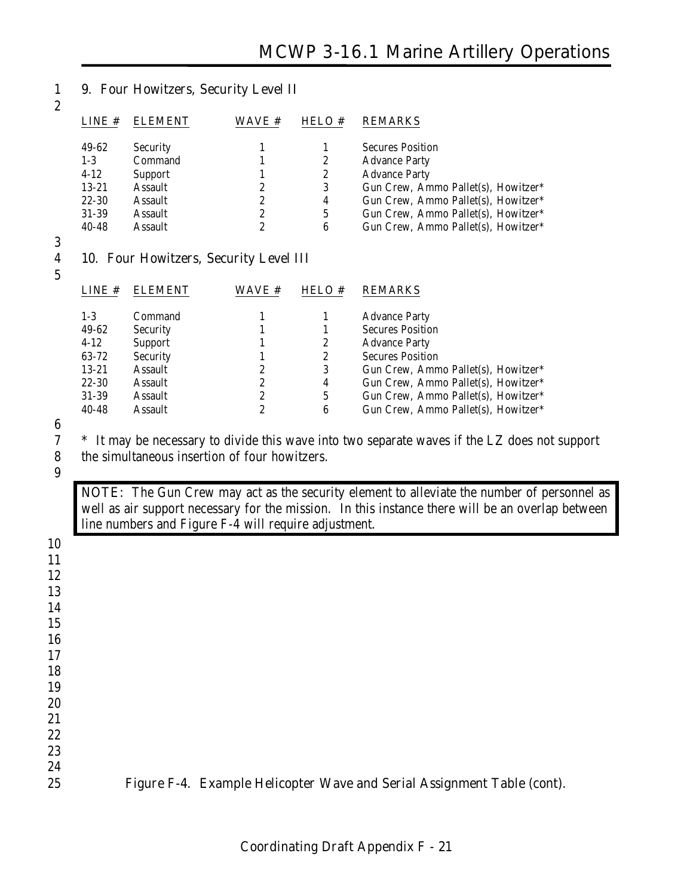## 9. Four Howitzers, Security Level II

| LINE # | ELEMENT | WAVE # | HELO # | REMARKS |
|---|---|---|---|---|
| 49-62 | Security | 1 | 1 | Secures Position |
| 1-3 | Command | 1 | 2 | Advance Party |
| 4-12 | Support | 1 | 2 | Advance Party |
| 13-21 | Assault | 2 | 3 | Gun Crew, Ammo Pallet(s), Howitzer* |
| 22-30 | Assault | 2 | 4 | Gun Crew, Ammo Pallet(s), Howitzer* |
| 31-39 | Assault | 2 | 5 | Gun Crew, Ammo Pallet(s), Howitzer* |
| 40-48 | Assault | 2 | 6 | Gun Crew, Ammo Pallet(s), Howitzer* |

## 10. Four Howitzers, Security Level III

| LINE # | ELEMENT | WAVE # | HELO # | REMARKS |
|---|---|---|---|---|
| 1-3 | Command | 1 | 1 | Advance Party |
| 49-62 | Security | 1 | 1 | Secures Position |
| 4-12 | Support | 1 | 2 | Advance Party |
| 63-72 | Security | 1 | 2 | Secures Position |
| 13-21 | Assault | 2 | 3 | Gun Crew, Ammo Pallet(s), Howitzer* |
| 22-30 | Assault | 2 | 4 | Gun Crew, Ammo Pallet(s), Howitzer* |
| 31-39 | Assault | 2 | 5 | Gun Crew, Ammo Pallet(s), Howitzer* |
| 40-48 | Assault | 2 | 6 | Gun Crew, Ammo Pallet(s), Howitzer* |

* It may be necessary to divide this wave into two separate waves if the LZ does not support the simultaneous insertion of four howitzers.

> NOTE: The Gun Crew may act as the security element to alleviate the number of personnel as well as air support necessary for the mission. In this instance there will be an overlap between line numbers and Figure F-4 will require adjustment.

Figure F-4. Example Helicopter Wave and Serial Assignment Table (cont).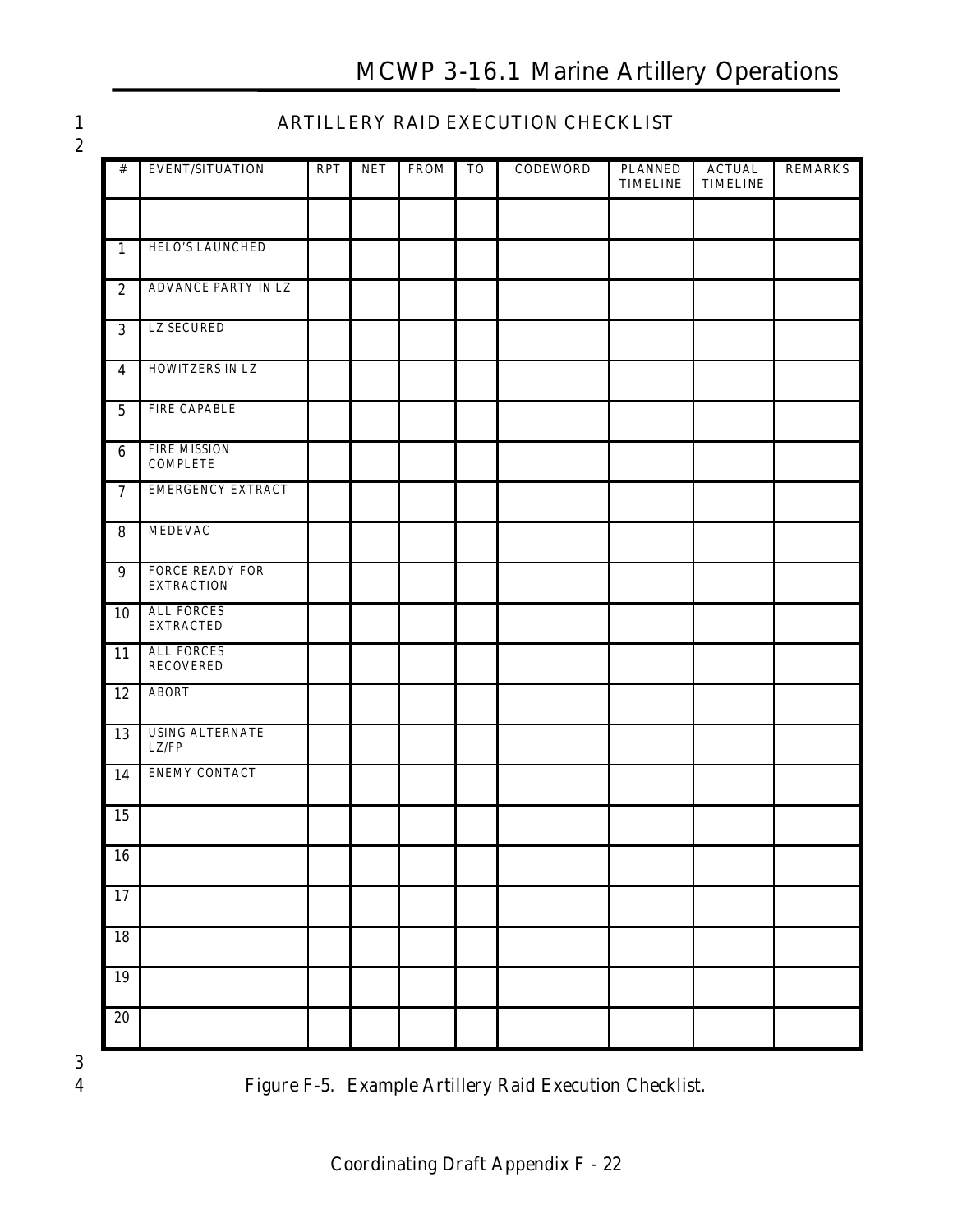## ARTILLERY RAID EXECUTION CHECKLIST

| # | EVENT/SITUATION | RPT | NET | FROM | TO | CODEWORD | PLANNED TIMELINE | ACTUAL TIMELINE | REMARKS |
|---|---|---|---|---|---|---|---|---|---|
| | | | | | | | | | |
| 1 | HELO'S LAUNCHED | | | | | | | | |
| 2 | ADVANCE PARTY IN LZ | | | | | | | | |
| 3 | LZ SECURED | | | | | | | | |
| 4 | HOWITZERS IN LZ | | | | | | | | |
| 5 | FIRE CAPABLE | | | | | | | | |
| 6 | FIRE MISSION COMPLETE | | | | | | | | |
| 7 | EMERGENCY EXTRACT | | | | | | | | |
| 8 | MEDEVAC | | | | | | | | |
| 9 | FORCE READY FOR EXTRACTION | | | | | | | | |
| 10 | ALL FORCES EXTRACTED | | | | | | | | |
| 11 | ALL FORCES RECOVERED | | | | | | | | |
| 12 | ABORT | | | | | | | | |
| 13 | USING ALTERNATE LZ/FP | | | | | | | | |
| 14 | ENEMY CONTACT | | | | | | | | |
| 15 | | | | | | | | | |
| 16 | | | | | | | | | |
| 17 | | | | | | | | | |
| 18 | | | | | | | | | |
| 19 | | | | | | | | | |
| 20 | | | | | | | | | |

*Figure F-5. Example Artillery Raid Execution Checklist.*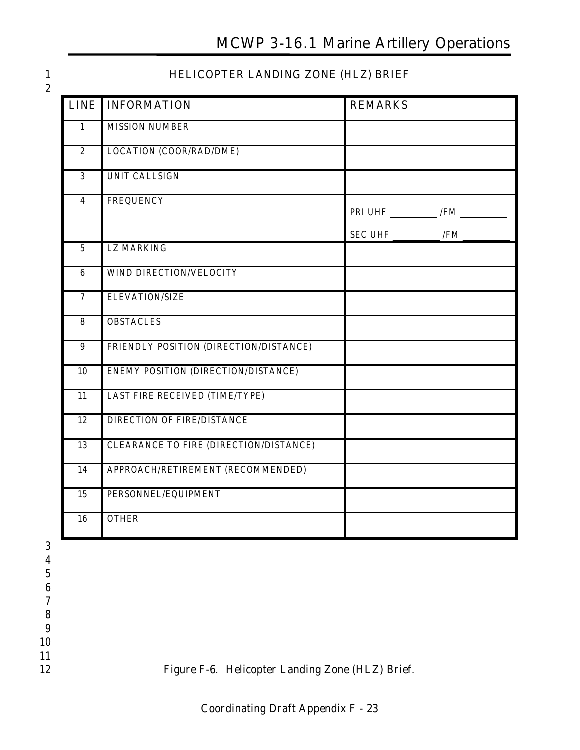## HELICOPTER LANDING ZONE (HLZ) BRIEF

| LINE | INFORMATION | REMARKS |
|---|---|---|
| 1 | MISSION NUMBER | |
| 2 | LOCATION (COOR/RAD/DME) | |
| 3 | UNIT CALLSIGN | |
| 4 | FREQUENCY | PRI UHF __________ /FM __________<br>SEC UHF __________ /FM __________ |
| 5 | LZ MARKING | |
| 6 | WIND DIRECTION/VELOCITY | |
| 7 | ELEVATION/SIZE | |
| 8 | OBSTACLES | |
| 9 | FRIENDLY POSITION (DIRECTION/DISTANCE) | |
| 10 | ENEMY POSITION (DIRECTION/DISTANCE) | |
| 11 | LAST FIRE RECEIVED (TIME/TYPE) | |
| 12 | DIRECTION OF FIRE/DISTANCE | |
| 13 | CLEARANCE TO FIRE (DIRECTION/DISTANCE) | |
| 14 | APPROACH/RETIREMENT (RECOMMENDED) | |
| 15 | PERSONNEL/EQUIPMENT | |
| 16 | OTHER | |

*Figure F-6. Helicopter Landing Zone (HLZ) Brief.*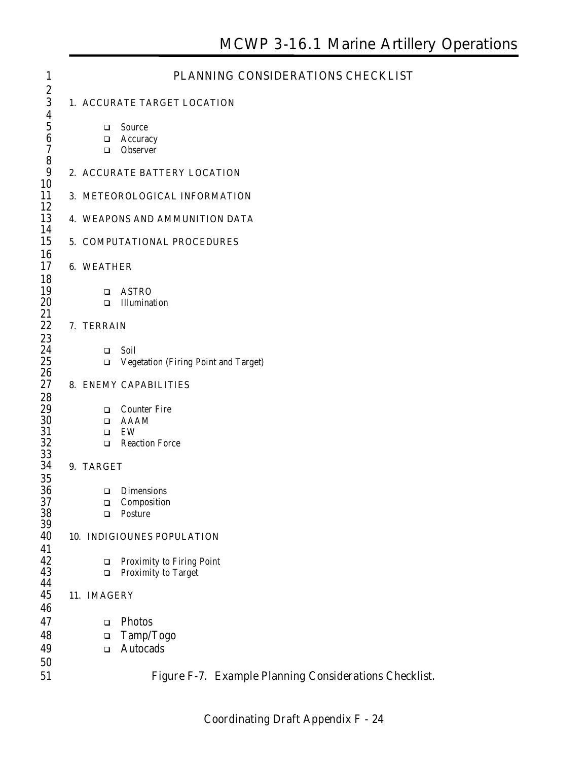## PLANNING CONSIDERATIONS CHECKLIST

1. ACCURATE TARGET LOCATION

- ❑ Source
- ❑ Accuracy
- ❑ Observer

2. ACCURATE BATTERY LOCATION

3. METEOROLOGICAL INFORMATION

4. WEAPONS AND AMMUNITION DATA

5. COMPUTATIONAL PROCEDURES

6. WEATHER

- ❑ ASTRO
- ❑ Illumination

7. TERRAIN

- ❑ Soil
- ❑ Vegetation (Firing Point and Target)

8. ENEMY CAPABILITIES

- ❑ Counter Fire
- ❑ AAAM
- ❑ EW
- ❑ Reaction Force

9. TARGET

- ❑ Dimensions
- ❑ Composition
- ❑ Posture

10. INDIGIOUNES POPULATION

- ❑ Proximity to Firing Point
- ❑ Proximity to Target

11. IMAGERY

- ❑ Photos
- ❑ Tamp/Togo
- ❑ Autocads

Figure F-7. Example Planning Considerations Checklist.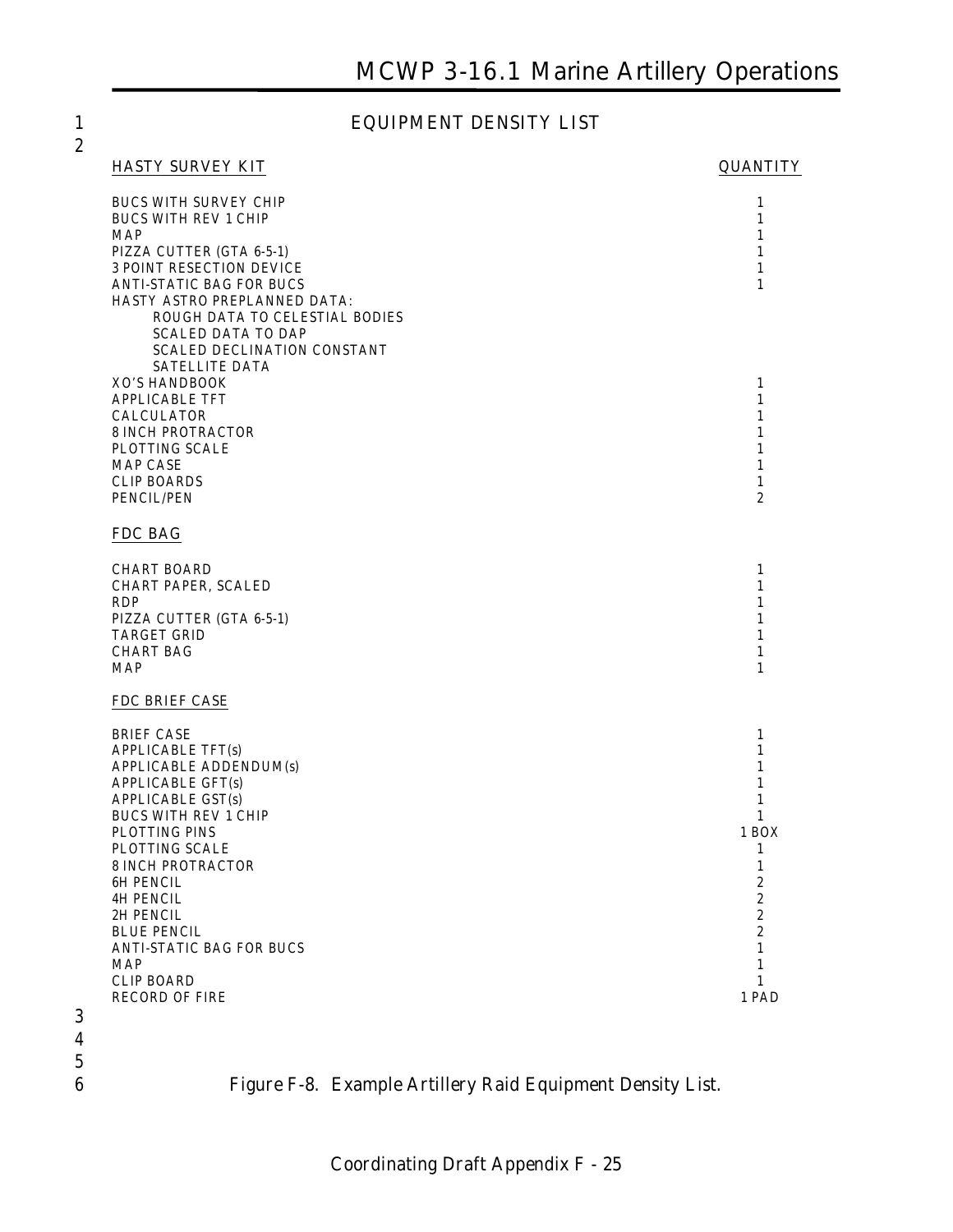## EQUIPMENT DENSITY LIST

| HASTY SURVEY KIT | QUANTITY |
|---|---|
| BUCS WITH SURVEY CHIP | 1 |
| BUCS WITH REV 1 CHIP | 1 |
| MAP | 1 |
| PIZZA CUTTER (GTA 6-5-1) | 1 |
| 3 POINT RESECTION DEVICE | 1 |
| ANTI-STATIC BAG FOR BUCS | 1 |
| HASTY ASTRO PREPLANNED DATA: | |
| ROUGH DATA TO CELESTIAL BODIES | |
| SCALED DATA TO DAP | |
| SCALED DECLINATION CONSTANT | |
| SATELLITE DATA | |
| XO'S HANDBOOK | 1 |
| APPLICABLE TFT | 1 |
| CALCULATOR | 1 |
| 8 INCH PROTRACTOR | 1 |
| PLOTTING SCALE | 1 |
| MAP CASE | 1 |
| CLIP BOARDS | 1 |
| PENCIL/PEN | 2 |

| FDC BAG | |
|---|---|
| CHART BOARD | 1 |
| CHART PAPER, SCALED | 1 |
| RDP | 1 |
| PIZZA CUTTER (GTA 6-5-1) | 1 |
| TARGET GRID | 1 |
| CHART BAG | 1 |
| MAP | 1 |

| FDC BRIEF CASE | |
|---|---|
| BRIEF CASE | 1 |
| APPLICABLE TFT(s) | 1 |
| APPLICABLE ADDENDUM(s) | 1 |
| APPLICABLE GFT(s) | 1 |
| APPLICABLE GST(s) | 1 |
| BUCS WITH REV 1 CHIP | 1 |
| PLOTTING PINS | 1 BOX |
| PLOTTING SCALE | 1 |
| 8 INCH PROTRACTOR | 1 |
| 6H PENCIL | 2 |
| 4H PENCIL | 2 |
| 2H PENCIL | 2 |
| BLUE PENCIL | 2 |
| ANTI-STATIC BAG FOR BUCS | 1 |
| MAP | 1 |
| CLIP BOARD | 1 |
| RECORD OF FIRE | 1 PAD |

Figure F-8. Example Artillery Raid Equipment Density List.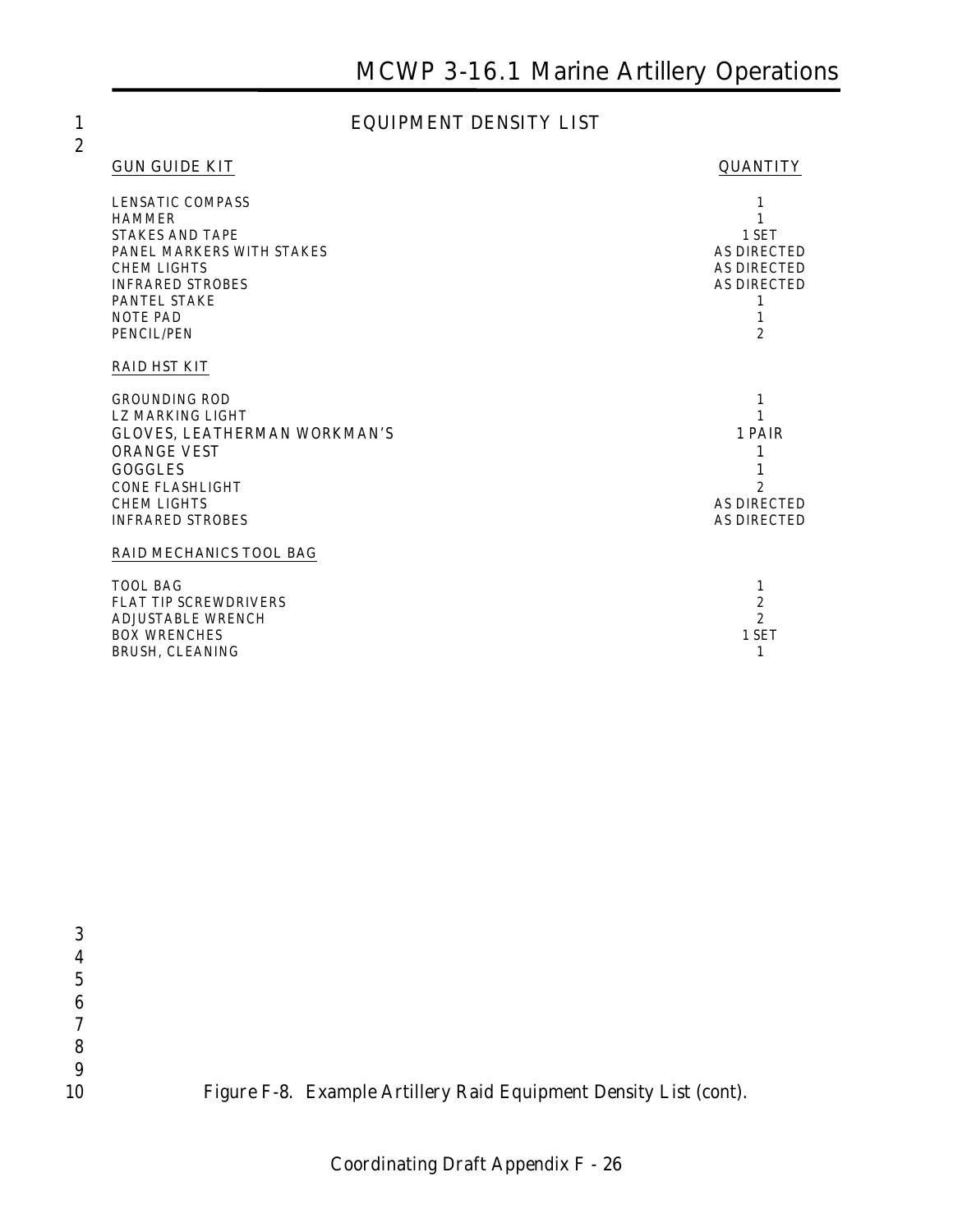## EQUIPMENT DENSITY LIST

| GUN GUIDE KIT | QUANTITY |
|---|---|
| LENSATIC COMPASS | 1 |
| HAMMER | 1 |
| STAKES AND TAPE | 1 SET |
| PANEL MARKERS WITH STAKES | AS DIRECTED |
| CHEM LIGHTS | AS DIRECTED |
| INFRARED STROBES | AS DIRECTED |
| PANTEL STAKE | 1 |
| NOTE PAD | 1 |
| PENCIL/PEN | 2 |
| **RAID HST KIT** | |
| GROUNDING ROD | 1 |
| LZ MARKING LIGHT | 1 |
| GLOVES, LEATHERMAN WORKMAN'S | 1 PAIR |
| ORANGE VEST | 1 |
| GOGGLES | 1 |
| CONE FLASHLIGHT | 2 |
| CHEM LIGHTS | AS DIRECTED |
| INFRARED STROBES | AS DIRECTED |
| **RAID MECHANICS TOOL BAG** | |
| TOOL BAG | 1 |
| FLAT TIP SCREWDRIVERS | 2 |
| ADJUSTABLE WRENCH | 2 |
| BOX WRENCHES | 1 SET |
| BRUSH, CLEANING | 1 |

*Figure F-8. Example Artillery Raid Equipment Density List (cont).*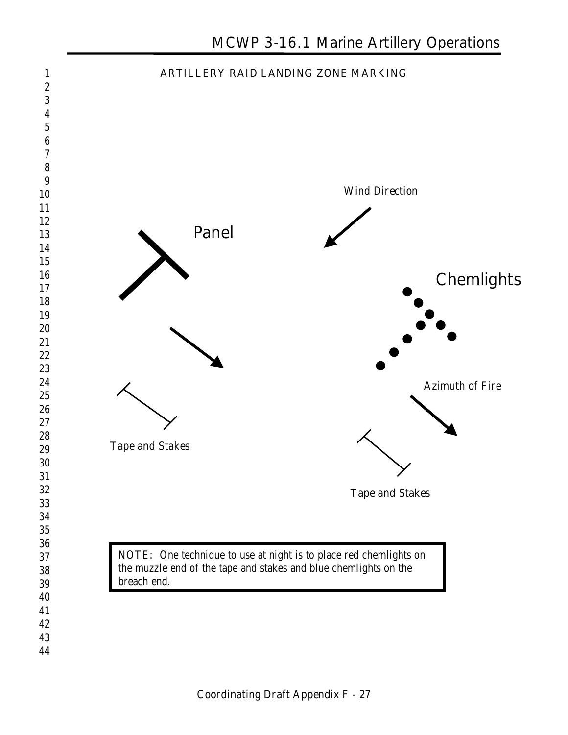## ARTILLERY RAID LANDING ZONE MARKING

Wind Direction

Panel

Chemlights

Azimuth of Fire

Tape and Stakes

Tape and Stakes

NOTE: One technique to use at night is to place red chemlights on the muzzle end of the tape and stakes and blue chemlights on the breach end.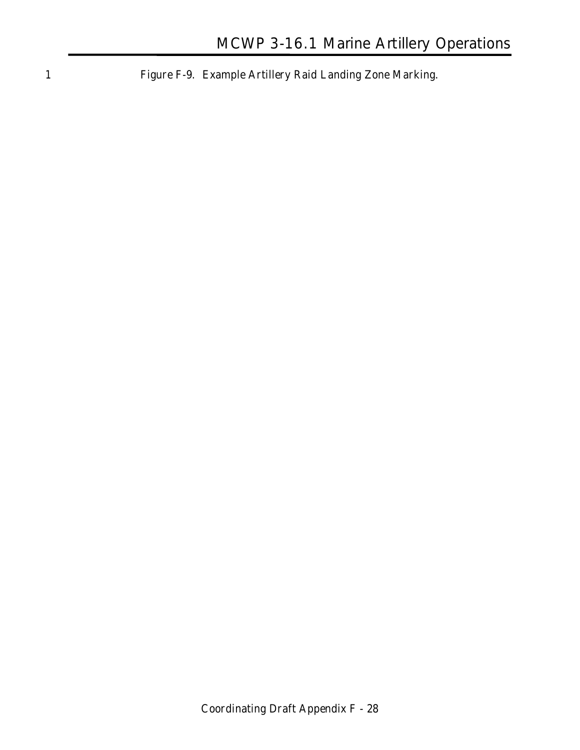Figure F-9. Example Artillery Raid Landing Zone Marking.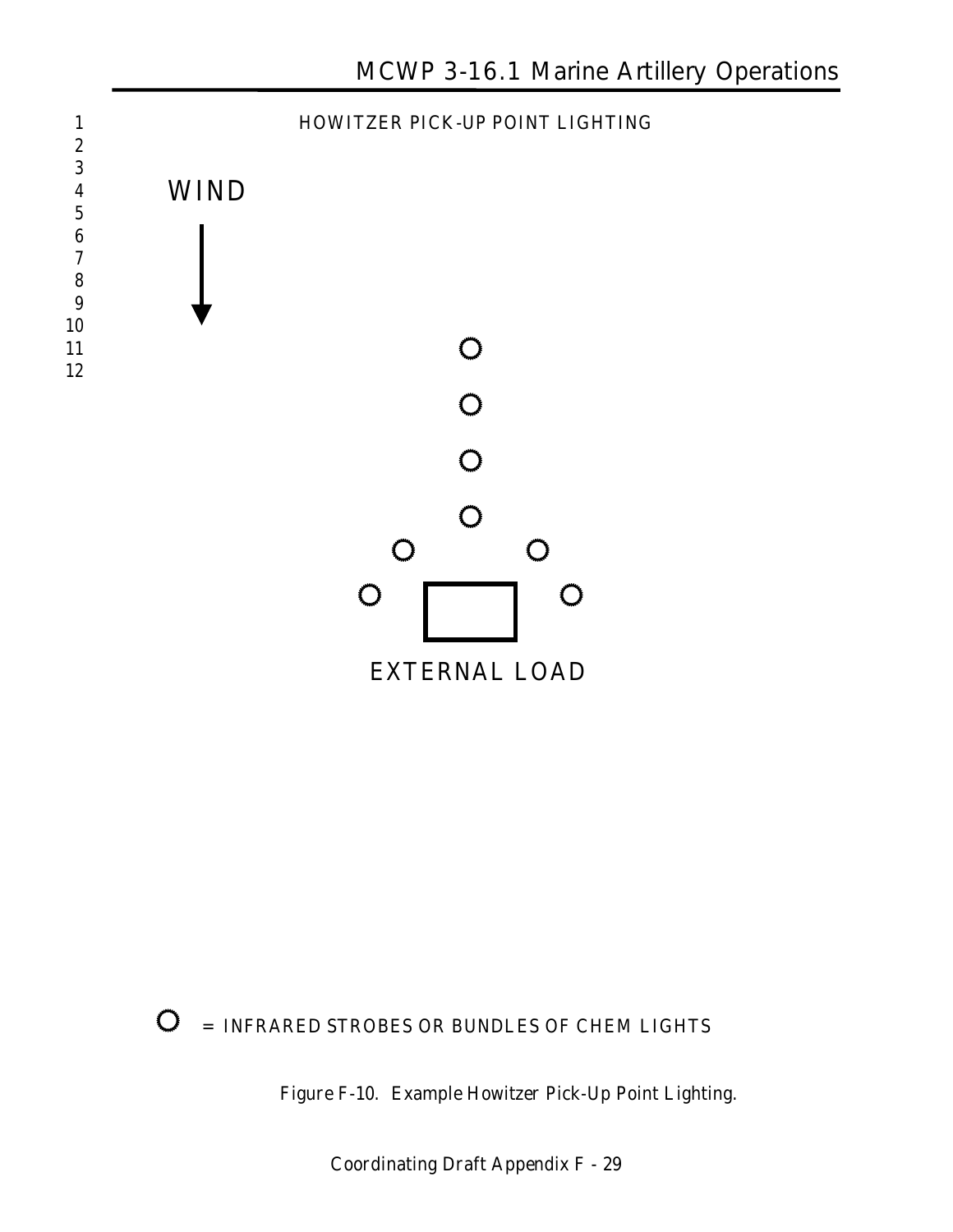HOWITZER PICK-UP POINT LIGHTING

WIND

EXTERNAL LOAD

= INFRARED STROBES OR BUNDLES OF CHEM LIGHTS

Figure F-10. Example Howitzer Pick-Up Point Lighting.